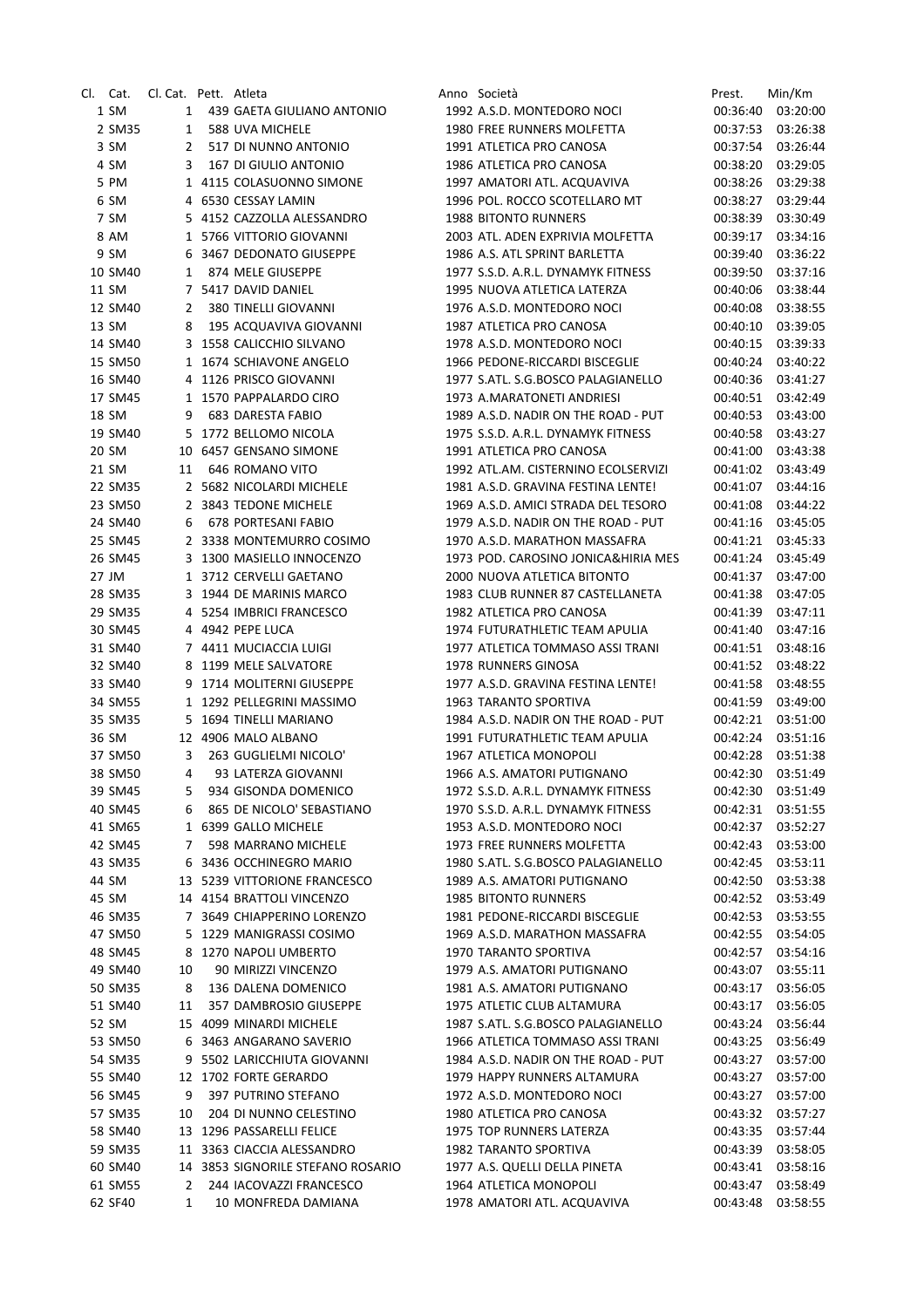| Cl. | Cat. | Cl. Cat. | Pett. | Atleta | Anno | Società | Prest. | Min/Km |
|---|---|---|---|---|---|---|---|---|
| 1 | SM | 1 | 439 | GAETA GIULIANO ANTONIO | 1992 | A.S.D. MONTEDORO NOCI | 00:36:40 | 03:20:00 |
| 2 | SM35 | 1 | 588 | UVA MICHELE | 1980 | FREE RUNNERS MOLFETTA | 00:37:53 | 03:26:38 |
| 3 | SM | 2 | 517 | DI NUNNO ANTONIO | 1991 | ATLETICA PRO CANOSA | 00:37:54 | 03:26:44 |
| 4 | SM | 3 | 167 | DI GIULIO ANTONIO | 1986 | ATLETICA PRO CANOSA | 00:38:20 | 03:29:05 |
| 5 | PM | 1 | 4115 | COLASUONNO SIMONE | 1997 | AMATORI ATL. ACQUAVIVA | 00:38:26 | 03:29:38 |
| 6 | SM | 4 | 6530 | CESSAY LAMIN | 1996 | POL. ROCCO SCOTELLARO MT | 00:38:27 | 03:29:44 |
| 7 | SM | 5 | 4152 | CAZZOLLA ALESSANDRO | 1988 | BITONTO RUNNERS | 00:38:39 | 03:30:49 |
| 8 | AM | 1 | 5766 | VITTORIO GIOVANNI | 2003 | ATL. ADEN EXPRIVIA MOLFETTA | 00:39:17 | 03:34:16 |
| 9 | SM | 6 | 3467 | DEDONATO GIUSEPPE | 1986 | A.S. ATL SPRINT BARLETTA | 00:39:40 | 03:36:22 |
| 10 | SM40 | 1 | 874 | MELE GIUSEPPE | 1977 | S.S.D. A.R.L. DYNAMYK FITNESS | 00:39:50 | 03:37:16 |
| 11 | SM | 7 | 5417 | DAVID DANIEL | 1995 | NUOVA ATLETICA LATERZA | 00:40:06 | 03:38:44 |
| 12 | SM40 | 2 | 380 | TINELLI GIOVANNI | 1976 | A.S.D. MONTEDORO NOCI | 00:40:08 | 03:38:55 |
| 13 | SM | 8 | 195 | ACQUAVIVA GIOVANNI | 1987 | ATLETICA PRO CANOSA | 00:40:10 | 03:39:05 |
| 14 | SM40 | 3 | 1558 | CALICCHIO SILVANO | 1978 | A.S.D. MONTEDORO NOCI | 00:40:15 | 03:39:33 |
| 15 | SM50 | 1 | 1674 | SCHIAVONE ANGELO | 1966 | PEDONE-RICCARDI BISCEGLIE | 00:40:24 | 03:40:22 |
| 16 | SM40 | 4 | 1126 | PRISCO GIOVANNI | 1977 | S.ATL. S.G.BOSCO PALAGIANELLO | 00:40:36 | 03:41:27 |
| 17 | SM45 | 1 | 1570 | PAPPALARDO CIRO | 1973 | A.MARATONETI ANDRIESI | 00:40:51 | 03:42:49 |
| 18 | SM | 9 | 683 | DARESTA FABIO | 1989 | A.S.D. NADIR ON THE ROAD - PUT | 00:40:53 | 03:43:00 |
| 19 | SM40 | 5 | 1772 | BELLOMO NICOLA | 1975 | S.S.D. A.R.L. DYNAMYK FITNESS | 00:40:58 | 03:43:27 |
| 20 | SM | 10 | 6457 | GENSANO SIMONE | 1991 | ATLETICA PRO CANOSA | 00:41:00 | 03:43:38 |
| 21 | SM | 11 | 646 | ROMANO VITO | 1992 | ATL.AM. CISTERNINO ECOLSERVIZI | 00:41:02 | 03:43:49 |
| 22 | SM35 | 2 | 5682 | NICOLARDI MICHELE | 1981 | A.S.D. GRAVINA FESTINA LENTE! | 00:41:07 | 03:44:16 |
| 23 | SM50 | 2 | 3843 | TEDONE MICHELE | 1969 | A.S.D. AMICI STRADA DEL TESORO | 00:41:08 | 03:44:22 |
| 24 | SM40 | 6 | 678 | PORTESANI FABIO | 1979 | A.S.D. NADIR ON THE ROAD - PUT | 00:41:16 | 03:45:05 |
| 25 | SM45 | 2 | 3338 | MONTEMURRO COSIMO | 1970 | A.S.D. MARATHON MASSAFRA | 00:41:21 | 03:45:33 |
| 26 | SM45 | 3 | 1300 | MASIELLO INNOCENZO | 1973 | POD. CAROSINO JONICA&HIRIA MES | 00:41:24 | 03:45:49 |
| 27 | JM | 1 | 3712 | CERVELLI GAETANO | 2000 | NUOVA ATLETICA BITONTO | 00:41:37 | 03:47:00 |
| 28 | SM35 | 3 | 1944 | DE MARINIS MARCO | 1983 | CLUB RUNNER 87 CASTELLANETA | 00:41:38 | 03:47:05 |
| 29 | SM35 | 4 | 5254 | IMBRICI FRANCESCO | 1982 | ATLETICA PRO CANOSA | 00:41:39 | 03:47:11 |
| 30 | SM45 | 4 | 4942 | PEPE LUCA | 1974 | FUTURATHLETIC TEAM APULIA | 00:41:40 | 03:47:16 |
| 31 | SM40 | 7 | 4411 | MUCIACCIA LUIGI | 1977 | ATLETICA TOMMASO ASSI TRANI | 00:41:51 | 03:48:16 |
| 32 | SM40 | 8 | 1199 | MELE SALVATORE | 1978 | RUNNERS GINOSA | 00:41:52 | 03:48:22 |
| 33 | SM40 | 9 | 1714 | MOLITERNI GIUSEPPE | 1977 | A.S.D. GRAVINA FESTINA LENTE! | 00:41:58 | 03:48:55 |
| 34 | SM55 | 1 | 1292 | PELLEGRINI MASSIMO | 1963 | TARANTO SPORTIVA | 00:41:59 | 03:49:00 |
| 35 | SM35 | 5 | 1694 | TINELLI MARIANO | 1984 | A.S.D. NADIR ON THE ROAD - PUT | 00:42:21 | 03:51:00 |
| 36 | SM | 12 | 4906 | MALO ALBANO | 1991 | FUTURATHLETIC TEAM APULIA | 00:42:24 | 03:51:16 |
| 37 | SM50 | 3 | 263 | GUGLIELMI NICOLO' | 1967 | ATLETICA MONOPOLI | 00:42:28 | 03:51:38 |
| 38 | SM50 | 4 | 93 | LATERZA GIOVANNI | 1966 | A.S. AMATORI PUTIGNANO | 00:42:30 | 03:51:49 |
| 39 | SM45 | 5 | 934 | GISONDA DOMENICO | 1972 | S.S.D. A.R.L. DYNAMYK FITNESS | 00:42:30 | 03:51:49 |
| 40 | SM45 | 6 | 865 | DE NICOLO' SEBASTIANO | 1970 | S.S.D. A.R.L. DYNAMYK FITNESS | 00:42:31 | 03:51:55 |
| 41 | SM65 | 1 | 6399 | GALLO MICHELE | 1953 | A.S.D. MONTEDORO NOCI | 00:42:37 | 03:52:27 |
| 42 | SM45 | 7 | 598 | MARRANO MICHELE | 1973 | FREE RUNNERS MOLFETTA | 00:42:43 | 03:53:00 |
| 43 | SM35 | 6 | 3436 | OCCHINEGRO MARIO | 1980 | S.ATL. S.G.BOSCO PALAGIANELLO | 00:42:45 | 03:53:11 |
| 44 | SM | 13 | 5239 | VITTORIONE FRANCESCO | 1989 | A.S. AMATORI PUTIGNANO | 00:42:50 | 03:53:38 |
| 45 | SM | 14 | 4154 | BRATTOLI VINCENZO | 1985 | BITONTO RUNNERS | 00:42:52 | 03:53:49 |
| 46 | SM35 | 7 | 3649 | CHIAPPERINO LORENZO | 1981 | PEDONE-RICCARDI BISCEGLIE | 00:42:53 | 03:53:55 |
| 47 | SM50 | 5 | 1229 | MANIGRASSI COSIMO | 1969 | A.S.D. MARATHON MASSAFRA | 00:42:55 | 03:54:05 |
| 48 | SM45 | 8 | 1270 | NAPOLI UMBERTO | 1970 | TARANTO SPORTIVA | 00:42:57 | 03:54:16 |
| 49 | SM40 | 10 | 90 | MIRIZZI VINCENZO | 1979 | A.S. AMATORI PUTIGNANO | 00:43:07 | 03:55:11 |
| 50 | SM35 | 8 | 136 | DALENA DOMENICO | 1981 | A.S. AMATORI PUTIGNANO | 00:43:17 | 03:56:05 |
| 51 | SM40 | 11 | 357 | DAMBROSIO GIUSEPPE | 1975 | ATLETIC CLUB ALTAMURA | 00:43:17 | 03:56:05 |
| 52 | SM | 15 | 4099 | MINARDI MICHELE | 1987 | S.ATL. S.G.BOSCO PALAGIANELLO | 00:43:24 | 03:56:44 |
| 53 | SM50 | 6 | 3463 | ANGARANO SAVERIO | 1966 | ATLETICA TOMMASO ASSI TRANI | 00:43:25 | 03:56:49 |
| 54 | SM35 | 9 | 5502 | LARICCHIUTA GIOVANNI | 1984 | A.S.D. NADIR ON THE ROAD - PUT | 00:43:27 | 03:57:00 |
| 55 | SM40 | 12 | 1702 | FORTE GERARDO | 1979 | HAPPY RUNNERS ALTAMURA | 00:43:27 | 03:57:00 |
| 56 | SM45 | 9 | 397 | PUTRINO STEFANO | 1972 | A.S.D. MONTEDORO NOCI | 00:43:27 | 03:57:00 |
| 57 | SM35 | 10 | 204 | DI NUNNO CELESTINO | 1980 | ATLETICA PRO CANOSA | 00:43:32 | 03:57:27 |
| 58 | SM40 | 13 | 1296 | PASSARELLI FELICE | 1975 | TOP RUNNERS LATERZA | 00:43:35 | 03:57:44 |
| 59 | SM35 | 11 | 3363 | CIACCIA ALESSANDRO | 1982 | TARANTO SPORTIVA | 00:43:39 | 03:58:05 |
| 60 | SM40 | 14 | 3853 | SIGNORILE STEFANO ROSARIO | 1977 | A.S. QUELLI DELLA PINETA | 00:43:41 | 03:58:16 |
| 61 | SM55 | 2 | 244 | IACOVAZZI FRANCESCO | 1964 | ATLETICA MONOPOLI | 00:43:47 | 03:58:49 |
| 62 | SF40 | 1 | 10 | MONFREDA DAMIANA | 1978 | AMATORI ATL. ACQUAVIVA | 00:43:48 | 03:58:55 |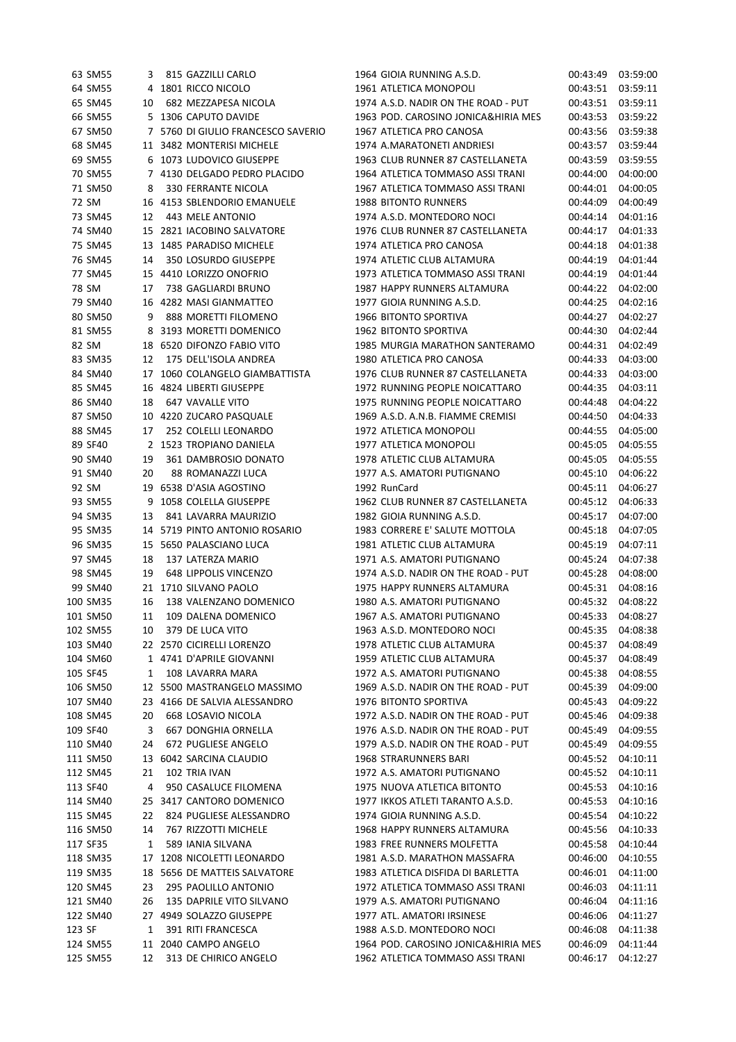| | | | | | | | | |
|---|---|---|---|---|---|---|---|---|
| 63 | SM55 | 3 | 815 | GAZZILLI CARLO | 1964 | GIOIA RUNNING A.S.D. | 00:43:49 | 03:59:00 |
| 64 | SM55 | 4 | 1801 | RICCO NICOLO | 1961 | ATLETICA MONOPOLI | 00:43:51 | 03:59:11 |
| 65 | SM45 | 10 | 682 | MEZZAPESA NICOLA | 1974 | A.S.D. NADIR ON THE ROAD - PUT | 00:43:51 | 03:59:11 |
| 66 | SM55 | 5 | 1306 | CAPUTO DAVIDE | 1963 | POD. CAROSINO JONICA&HIRIA MES | 00:43:53 | 03:59:22 |
| 67 | SM50 | 7 | 5760 | DI GIULIO FRANCESCO SAVERIO | 1967 | ATLETICA PRO CANOSA | 00:43:56 | 03:59:38 |
| 68 | SM45 | 11 | 3482 | MONTERISI MICHELE | 1974 | A.MARATONETI ANDRIESI | 00:43:57 | 03:59:44 |
| 69 | SM55 | 6 | 1073 | LUDOVICO GIUSEPPE | 1963 | CLUB RUNNER 87 CASTELLANETA | 00:43:59 | 03:59:55 |
| 70 | SM55 | 7 | 4130 | DELGADO PEDRO PLACIDO | 1964 | ATLETICA TOMMASO ASSI TRANI | 00:44:00 | 04:00:00 |
| 71 | SM50 | 8 | 330 | FERRANTE NICOLA | 1967 | ATLETICA TOMMASO ASSI TRANI | 00:44:01 | 04:00:05 |
| 72 | SM | 16 | 4153 | SBLENDORIO EMANUELE | 1988 | BITONTO RUNNERS | 00:44:09 | 04:00:49 |
| 73 | SM45 | 12 | 443 | MELE ANTONIO | 1974 | A.S.D. MONTEDORO NOCI | 00:44:14 | 04:01:16 |
| 74 | SM40 | 15 | 2821 | IACOBINO SALVATORE | 1976 | CLUB RUNNER 87 CASTELLANETA | 00:44:17 | 04:01:33 |
| 75 | SM45 | 13 | 1485 | PARADISO MICHELE | 1974 | ATLETICA PRO CANOSA | 00:44:18 | 04:01:38 |
| 76 | SM45 | 14 | 350 | LOSURDO GIUSEPPE | 1974 | ATLETIC CLUB ALTAMURA | 00:44:19 | 04:01:44 |
| 77 | SM45 | 15 | 4410 | LORIZZO ONOFRIO | 1973 | ATLETICA TOMMASO ASSI TRANI | 00:44:19 | 04:01:44 |
| 78 | SM | 17 | 738 | GAGLIARDI BRUNO | 1987 | HAPPY RUNNERS ALTAMURA | 00:44:22 | 04:02:00 |
| 79 | SM40 | 16 | 4282 | MASI GIANMATTEO | 1977 | GIOIA RUNNING A.S.D. | 00:44:25 | 04:02:16 |
| 80 | SM50 | 9 | 888 | MORETTI FILOMENO | 1966 | BITONTO SPORTIVA | 00:44:27 | 04:02:27 |
| 81 | SM55 | 8 | 3193 | MORETTI DOMENICO | 1962 | BITONTO SPORTIVA | 00:44:30 | 04:02:44 |
| 82 | SM | 18 | 6520 | DIFONZO FABIO VITO | 1985 | MURGIA MARATHON SANTERAMO | 00:44:31 | 04:02:49 |
| 83 | SM35 | 12 | 175 | DELL'ISOLA ANDREA | 1980 | ATLETICA PRO CANOSA | 00:44:33 | 04:03:00 |
| 84 | SM40 | 17 | 1060 | COLANGELO GIAMBATTISTA | 1976 | CLUB RUNNER 87 CASTELLANETA | 00:44:33 | 04:03:00 |
| 85 | SM45 | 16 | 4824 | LIBERTI GIUSEPPE | 1972 | RUNNING PEOPLE NOICATTARO | 00:44:35 | 04:03:11 |
| 86 | SM40 | 18 | 647 | VAVALLE VITO | 1975 | RUNNING PEOPLE NOICATTARO | 00:44:48 | 04:04:22 |
| 87 | SM50 | 10 | 4220 | ZUCARO PASQUALE | 1969 | A.S.D. A.N.B. FIAMME CREMISI | 00:44:50 | 04:04:33 |
| 88 | SM45 | 17 | 252 | COLELLI LEONARDO | 1972 | ATLETICA MONOPOLI | 00:44:55 | 04:05:00 |
| 89 | SF40 | 2 | 1523 | TROPIANO DANIELA | 1977 | ATLETICA MONOPOLI | 00:45:05 | 04:05:55 |
| 90 | SM40 | 19 | 361 | DAMBROSIO DONATO | 1978 | ATLETIC CLUB ALTAMURA | 00:45:05 | 04:05:55 |
| 91 | SM40 | 20 | 88 | ROMANAZZI LUCA | 1977 | A.S. AMATORI PUTIGNANO | 00:45:10 | 04:06:22 |
| 92 | SM | 19 | 6538 | D'ASIA AGOSTINO | 1992 | RunCard | 00:45:11 | 04:06:27 |
| 93 | SM55 | 9 | 1058 | COLELLA GIUSEPPE | 1962 | CLUB RUNNER 87 CASTELLANETA | 00:45:12 | 04:06:33 |
| 94 | SM35 | 13 | 841 | LAVARRA MAURIZIO | 1982 | GIOIA RUNNING A.S.D. | 00:45:17 | 04:07:00 |
| 95 | SM35 | 14 | 5719 | PINTO ANTONIO ROSARIO | 1983 | CORRERE E' SALUTE MOTTOLA | 00:45:18 | 04:07:05 |
| 96 | SM35 | 15 | 5650 | PALASCIANO LUCA | 1981 | ATLETIC CLUB ALTAMURA | 00:45:19 | 04:07:11 |
| 97 | SM45 | 18 | 137 | LATERZA MARIO | 1971 | A.S. AMATORI PUTIGNANO | 00:45:24 | 04:07:38 |
| 98 | SM45 | 19 | 648 | LIPPOLIS VINCENZO | 1974 | A.S.D. NADIR ON THE ROAD - PUT | 00:45:28 | 04:08:00 |
| 99 | SM40 | 21 | 1710 | SILVANO PAOLO | 1975 | HAPPY RUNNERS ALTAMURA | 00:45:31 | 04:08:16 |
| 100 | SM35 | 16 | 138 | VALENZANO DOMENICO | 1980 | A.S. AMATORI PUTIGNANO | 00:45:32 | 04:08:22 |
| 101 | SM50 | 11 | 109 | DALENA DOMENICO | 1967 | A.S. AMATORI PUTIGNANO | 00:45:33 | 04:08:27 |
| 102 | SM55 | 10 | 379 | DE LUCA VITO | 1963 | A.S.D. MONTEDORO NOCI | 00:45:35 | 04:08:38 |
| 103 | SM40 | 22 | 2570 | CICIRELLI LORENZO | 1978 | ATLETIC CLUB ALTAMURA | 00:45:37 | 04:08:49 |
| 104 | SM60 | 1 | 4741 | D'APRILE GIOVANNI | 1959 | ATLETIC CLUB ALTAMURA | 00:45:37 | 04:08:49 |
| 105 | SF45 | 1 | 108 | LAVARRA MARA | 1972 | A.S. AMATORI PUTIGNANO | 00:45:38 | 04:08:55 |
| 106 | SM50 | 12 | 5500 | MASTRANGELO MASSIMO | 1969 | A.S.D. NADIR ON THE ROAD - PUT | 00:45:39 | 04:09:00 |
| 107 | SM40 | 23 | 4166 | DE SALVIA ALESSANDRO | 1976 | BITONTO SPORTIVA | 00:45:43 | 04:09:22 |
| 108 | SM45 | 20 | 668 | LOSAVIO NICOLA | 1972 | A.S.D. NADIR ON THE ROAD - PUT | 00:45:46 | 04:09:38 |
| 109 | SF40 | 3 | 667 | DONGHIA ORNELLA | 1976 | A.S.D. NADIR ON THE ROAD - PUT | 00:45:49 | 04:09:55 |
| 110 | SM40 | 24 | 672 | PUGLIESE ANGELO | 1979 | A.S.D. NADIR ON THE ROAD - PUT | 00:45:49 | 04:09:55 |
| 111 | SM50 | 13 | 6042 | SARCINA CLAUDIO | 1968 | STRARUNNERS BARI | 00:45:52 | 04:10:11 |
| 112 | SM45 | 21 | 102 | TRIA IVAN | 1972 | A.S. AMATORI PUTIGNANO | 00:45:52 | 04:10:11 |
| 113 | SF40 | 4 | 950 | CASALUCE FILOMENA | 1975 | NUOVA ATLETICA BITONTO | 00:45:53 | 04:10:16 |
| 114 | SM40 | 25 | 3417 | CANTORO DOMENICO | 1977 | IKKOS ATLETI TARANTO A.S.D. | 00:45:53 | 04:10:16 |
| 115 | SM45 | 22 | 824 | PUGLIESE ALESSANDRO | 1974 | GIOIA RUNNING A.S.D. | 00:45:54 | 04:10:22 |
| 116 | SM50 | 14 | 767 | RIZZOTTI MICHELE | 1968 | HAPPY RUNNERS ALTAMURA | 00:45:56 | 04:10:33 |
| 117 | SF35 | 1 | 589 | IANIA SILVANA | 1983 | FREE RUNNERS MOLFETTA | 00:45:58 | 04:10:44 |
| 118 | SM35 | 17 | 1208 | NICOLETTI LEONARDO | 1981 | A.S.D. MARATHON MASSAFRA | 00:46:00 | 04:10:55 |
| 119 | SM35 | 18 | 5656 | DE MATTEIS SALVATORE | 1983 | ATLETICA DISFIDA DI BARLETTA | 00:46:01 | 04:11:00 |
| 120 | SM45 | 23 | 295 | PAOLILLO ANTONIO | 1972 | ATLETICA TOMMASO ASSI TRANI | 00:46:03 | 04:11:11 |
| 121 | SM40 | 26 | 135 | DAPRILE VITO SILVANO | 1979 | A.S. AMATORI PUTIGNANO | 00:46:04 | 04:11:16 |
| 122 | SM40 | 27 | 4949 | SOLAZZO GIUSEPPE | 1977 | ATL. AMATORI IRSINESE | 00:46:06 | 04:11:27 |
| 123 | SF | 1 | 391 | RITI FRANCESCA | 1988 | A.S.D. MONTEDORO NOCI | 00:46:08 | 04:11:38 |
| 124 | SM55 | 11 | 2040 | CAMPO ANGELO | 1964 | POD. CAROSINO JONICA&HIRIA MES | 00:46:09 | 04:11:44 |
| 125 | SM55 | 12 | 313 | DE CHIRICO ANGELO | 1962 | ATLETICA TOMMASO ASSI TRANI | 00:46:17 | 04:12:27 |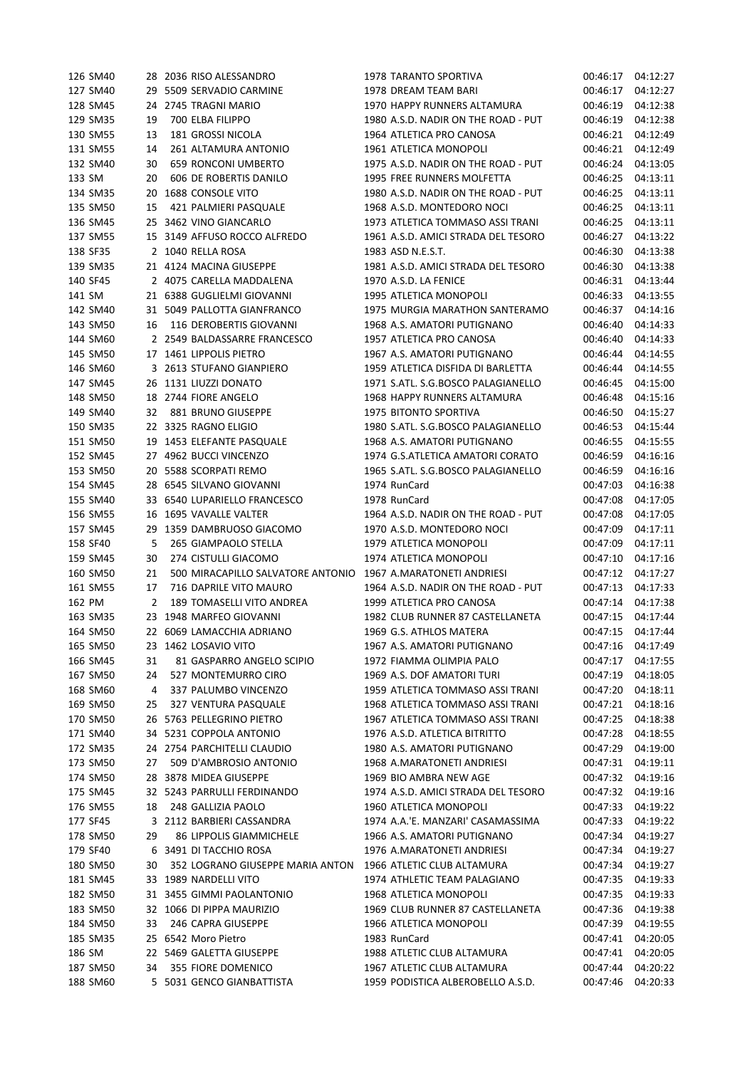| | | | | | | | |
|---|---|---|---|---|---|---|---|
| 126 | SM40 | 28 | 2036 RISO ALESSANDRO | 1978 TARANTO SPORTIVA | 00:46:17 | 04:12:27 |
| 127 | SM40 | 29 | 5509 SERVADIO CARMINE | 1978 DREAM TEAM BARI | 00:46:17 | 04:12:27 |
| 128 | SM45 | 24 | 2745 TRAGNI MARIO | 1970 HAPPY RUNNERS ALTAMURA | 00:46:19 | 04:12:38 |
| 129 | SM35 | 19 | 700 ELBA FILIPPO | 1980 A.S.D. NADIR ON THE ROAD - PUT | 00:46:19 | 04:12:38 |
| 130 | SM55 | 13 | 181 GROSSI NICOLA | 1964 ATLETICA PRO CANOSA | 00:46:21 | 04:12:49 |
| 131 | SM55 | 14 | 261 ALTAMURA ANTONIO | 1961 ATLETICA MONOPOLI | 00:46:21 | 04:12:49 |
| 132 | SM40 | 30 | 659 RONCONI UMBERTO | 1975 A.S.D. NADIR ON THE ROAD - PUT | 00:46:24 | 04:13:05 |
| 133 | SM | 20 | 606 DE ROBERTIS DANILO | 1995 FREE RUNNERS MOLFETTA | 00:46:25 | 04:13:11 |
| 134 | SM35 | 20 | 1688 CONSOLE VITO | 1980 A.S.D. NADIR ON THE ROAD - PUT | 00:46:25 | 04:13:11 |
| 135 | SM50 | 15 | 421 PALMIERI PASQUALE | 1968 A.S.D. MONTEDORO NOCI | 00:46:25 | 04:13:11 |
| 136 | SM45 | 25 | 3462 VINO GIANCARLO | 1973 ATLETICA TOMMASO ASSI TRANI | 00:46:25 | 04:13:11 |
| 137 | SM55 | 15 | 3149 AFFUSO ROCCO ALFREDO | 1961 A.S.D. AMICI STRADA DEL TESORO | 00:46:27 | 04:13:22 |
| 138 | SF35 | 2 | 1040 RELLA ROSA | 1983 ASD N.E.S.T. | 00:46:30 | 04:13:38 |
| 139 | SM35 | 21 | 4124 MACINA GIUSEPPE | 1981 A.S.D. AMICI STRADA DEL TESORO | 00:46:30 | 04:13:38 |
| 140 | SF45 | 2 | 4075 CARELLA MADDALENA | 1970 A.S.D. LA FENICE | 00:46:31 | 04:13:44 |
| 141 | SM | 21 | 6388 GUGLIELMI GIOVANNI | 1995 ATLETICA MONOPOLI | 00:46:33 | 04:13:55 |
| 142 | SM40 | 31 | 5049 PALLOTTA GIANFRANCO | 1975 MURGIA MARATHON SANTERAMO | 00:46:37 | 04:14:16 |
| 143 | SM50 | 16 | 116 DEROBERTIS GIOVANNI | 1968 A.S. AMATORI PUTIGNANO | 00:46:40 | 04:14:33 |
| 144 | SM60 | 2 | 2549 BALDASSARRE FRANCESCO | 1957 ATLETICA PRO CANOSA | 00:46:40 | 04:14:33 |
| 145 | SM50 | 17 | 1461 LIPPOLIS PIETRO | 1967 A.S. AMATORI PUTIGNANO | 00:46:44 | 04:14:55 |
| 146 | SM60 | 3 | 2613 STUFANO GIANPIERO | 1959 ATLETICA DISFIDA DI BARLETTA | 00:46:44 | 04:14:55 |
| 147 | SM45 | 26 | 1131 LIUZZI DONATO | 1971 S.ATL. S.G.BOSCO PALAGIANELLO | 00:46:45 | 04:15:00 |
| 148 | SM50 | 18 | 2744 FIORE ANGELO | 1968 HAPPY RUNNERS ALTAMURA | 00:46:48 | 04:15:16 |
| 149 | SM40 | 32 | 881 BRUNO GIUSEPPE | 1975 BITONTO SPORTIVA | 00:46:50 | 04:15:27 |
| 150 | SM35 | 22 | 3325 RAGNO ELIGIO | 1980 S.ATL. S.G.BOSCO PALAGIANELLO | 00:46:53 | 04:15:44 |
| 151 | SM50 | 19 | 1453 ELEFANTE PASQUALE | 1968 A.S. AMATORI PUTIGNANO | 00:46:55 | 04:15:55 |
| 152 | SM45 | 27 | 4962 BUCCI VINCENZO | 1974 G.S.ATLETICA AMATORI CORATO | 00:46:59 | 04:16:16 |
| 153 | SM50 | 20 | 5588 SCORPATI REMO | 1965 S.ATL. S.G.BOSCO PALAGIANELLO | 00:46:59 | 04:16:16 |
| 154 | SM45 | 28 | 6545 SILVANO GIOVANNI | 1974 RunCard | 00:47:03 | 04:16:38 |
| 155 | SM40 | 33 | 6540 LUPARIELLO FRANCESCO | 1978 RunCard | 00:47:08 | 04:17:05 |
| 156 | SM55 | 16 | 1695 VAVALLE VALTER | 1964 A.S.D. NADIR ON THE ROAD - PUT | 00:47:08 | 04:17:05 |
| 157 | SM45 | 29 | 1359 DAMBRUOSO GIACOMO | 1970 A.S.D. MONTEDORO NOCI | 00:47:09 | 04:17:11 |
| 158 | SF40 | 5 | 265 GIAMPAOLO STELLA | 1979 ATLETICA MONOPOLI | 00:47:09 | 04:17:11 |
| 159 | SM45 | 30 | 274 CISTULLI GIACOMO | 1974 ATLETICA MONOPOLI | 00:47:10 | 04:17:16 |
| 160 | SM50 | 21 | 500 MIRACAPILLO SALVATORE ANTONIO | 1967 A.MARATONETI ANDRIESI | 00:47:12 | 04:17:27 |
| 161 | SM55 | 17 | 716 DAPRILE VITO MAURO | 1964 A.S.D. NADIR ON THE ROAD - PUT | 00:47:13 | 04:17:33 |
| 162 | PM | 2 | 189 TOMASELLI VITO ANDREA | 1999 ATLETICA PRO CANOSA | 00:47:14 | 04:17:38 |
| 163 | SM35 | 23 | 1948 MARFEO GIOVANNI | 1982 CLUB RUNNER 87 CASTELLANETA | 00:47:15 | 04:17:44 |
| 164 | SM50 | 22 | 6069 LAMACCHIA ADRIANO | 1969 G.S. ATHLOS MATERA | 00:47:15 | 04:17:44 |
| 165 | SM50 | 23 | 1462 LOSAVIO VITO | 1967 A.S. AMATORI PUTIGNANO | 00:47:16 | 04:17:49 |
| 166 | SM45 | 31 | 81 GASPARRO ANGELO SCIPIO | 1972 FIAMMA OLIMPIA PALO | 00:47:17 | 04:17:55 |
| 167 | SM50 | 24 | 527 MONTEMURRO CIRO | 1969 A.S. DOF AMATORI TURI | 00:47:19 | 04:18:05 |
| 168 | SM60 | 4 | 337 PALUMBO VINCENZO | 1959 ATLETICA TOMMASO ASSI TRANI | 00:47:20 | 04:18:11 |
| 169 | SM50 | 25 | 327 VENTURA PASQUALE | 1968 ATLETICA TOMMASO ASSI TRANI | 00:47:21 | 04:18:16 |
| 170 | SM50 | 26 | 5763 PELLEGRINO PIETRO | 1967 ATLETICA TOMMASO ASSI TRANI | 00:47:25 | 04:18:38 |
| 171 | SM40 | 34 | 5231 COPPOLA ANTONIO | 1976 A.S.D. ATLETICA BITRITTO | 00:47:28 | 04:18:55 |
| 172 | SM35 | 24 | 2754 PARCHITELLI CLAUDIO | 1980 A.S. AMATORI PUTIGNANO | 00:47:29 | 04:19:00 |
| 173 | SM50 | 27 | 509 D'AMBROSIO ANTONIO | 1968 A.MARATONETI ANDRIESI | 00:47:31 | 04:19:11 |
| 174 | SM50 | 28 | 3878 MIDEA GIUSEPPE | 1969 BIO AMBRA NEW AGE | 00:47:32 | 04:19:16 |
| 175 | SM45 | 32 | 5243 PARRULLI FERDINANDO | 1974 A.S.D. AMICI STRADA DEL TESORO | 00:47:32 | 04:19:16 |
| 176 | SM55 | 18 | 248 GALLIZIA PAOLO | 1960 ATLETICA MONOPOLI | 00:47:33 | 04:19:22 |
| 177 | SF45 | 3 | 2112 BARBIERI CASSANDRA | 1974 A.A.'E. MANZARI' CASAMASSIMA | 00:47:33 | 04:19:22 |
| 178 | SM50 | 29 | 86 LIPPOLIS GIAMMICHELE | 1966 A.S. AMATORI PUTIGNANO | 00:47:34 | 04:19:27 |
| 179 | SF40 | 6 | 3491 DI TACCHIO ROSA | 1976 A.MARATONETI ANDRIESI | 00:47:34 | 04:19:27 |
| 180 | SM50 | 30 | 352 LOGRANO GIUSEPPE MARIA ANTON | 1966 ATLETIC CLUB ALTAMURA | 00:47:34 | 04:19:27 |
| 181 | SM45 | 33 | 1989 NARDELLI VITO | 1974 ATHLETIC TEAM PALAGIANO | 00:47:35 | 04:19:33 |
| 182 | SM50 | 31 | 3455 GIMMI PAOLANTONIO | 1968 ATLETICA MONOPOLI | 00:47:35 | 04:19:33 |
| 183 | SM50 | 32 | 1066 DI PIPPA MAURIZIO | 1969 CLUB RUNNER 87 CASTELLANETA | 00:47:36 | 04:19:38 |
| 184 | SM50 | 33 | 246 CAPRA GIUSEPPE | 1966 ATLETICA MONOPOLI | 00:47:39 | 04:19:55 |
| 185 | SM35 | 25 | 6542 Moro Pietro | 1983 RunCard | 00:47:41 | 04:20:05 |
| 186 | SM | 22 | 5469 GALETTA GIUSEPPE | 1988 ATLETIC CLUB ALTAMURA | 00:47:41 | 04:20:05 |
| 187 | SM50 | 34 | 355 FIORE DOMENICO | 1967 ATLETIC CLUB ALTAMURA | 00:47:44 | 04:20:22 |
| 188 | SM60 | 5 | 5031 GENCO GIANBATTISTA | 1959 PODISTICA ALBEROBELLO A.S.D. | 00:47:46 | 04:20:33 |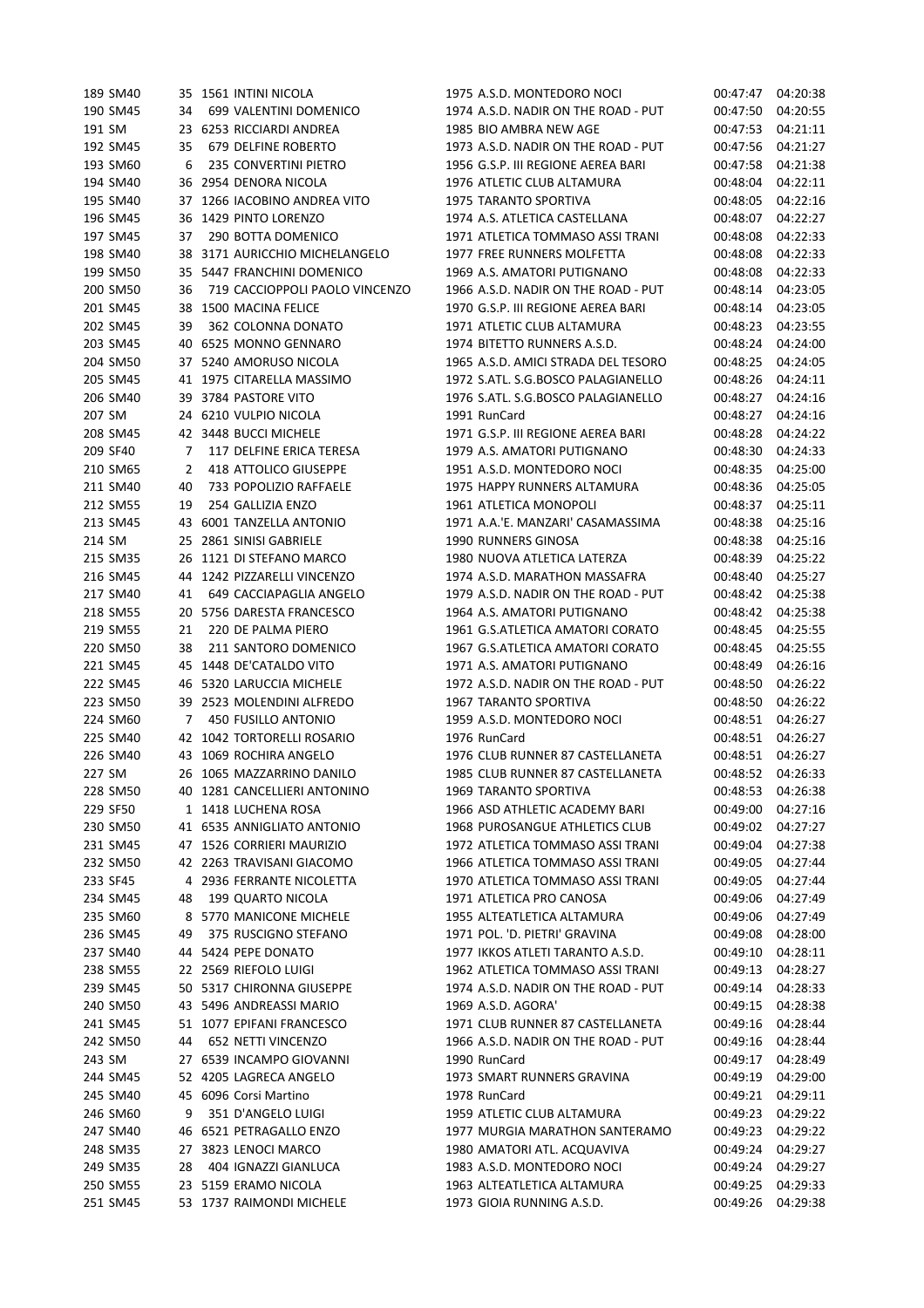| | | | | | | | | |
|---|---|---|---|---|---|---|---|---|
| 189 | SM40 | 35 | 1561 | INTINI NICOLA | 1975 | A.S.D. MONTEDORO NOCI | 00:47:47 | 04:20:38 |
| 190 | SM45 | 34 | 699 | VALENTINI DOMENICO | 1974 | A.S.D. NADIR ON THE ROAD - PUT | 00:47:50 | 04:20:55 |
| 191 | SM | 23 | 6253 | RICCIARDI ANDREA | 1985 | BIO AMBRA NEW AGE | 00:47:53 | 04:21:11 |
| 192 | SM45 | 35 | 679 | DELFINE ROBERTO | 1973 | A.S.D. NADIR ON THE ROAD - PUT | 00:47:56 | 04:21:27 |
| 193 | SM60 | 6 | 235 | CONVERTINI PIETRO | 1956 | G.S.P. III REGIONE AEREA BARI | 00:47:58 | 04:21:38 |
| 194 | SM40 | 36 | 2954 | DENORA NICOLA | 1976 | ATLETIC CLUB ALTAMURA | 00:48:04 | 04:22:11 |
| 195 | SM40 | 37 | 1266 | IACOBINO ANDREA VITO | 1975 | TARANTO SPORTIVA | 00:48:05 | 04:22:16 |
| 196 | SM45 | 36 | 1429 | PINTO LORENZO | 1974 | A.S. ATLETICA CASTELLANA | 00:48:07 | 04:22:27 |
| 197 | SM45 | 37 | 290 | BOTTA DOMENICO | 1971 | ATLETICA TOMMASO ASSI TRANI | 00:48:08 | 04:22:33 |
| 198 | SM40 | 38 | 3171 | AURICCHIO MICHELANGELO | 1977 | FREE RUNNERS MOLFETTA | 00:48:08 | 04:22:33 |
| 199 | SM50 | 35 | 5447 | FRANCHINI DOMENICO | 1969 | A.S. AMATORI PUTIGNANO | 00:48:08 | 04:22:33 |
| 200 | SM50 | 36 | 719 | CACCIOPPOLI PAOLO VINCENZO | 1966 | A.S.D. NADIR ON THE ROAD - PUT | 00:48:14 | 04:23:05 |
| 201 | SM45 | 38 | 1500 | MACINA FELICE | 1970 | G.S.P. III REGIONE AEREA BARI | 00:48:14 | 04:23:05 |
| 202 | SM45 | 39 | 362 | COLONNA DONATO | 1971 | ATLETIC CLUB ALTAMURA | 00:48:23 | 04:23:55 |
| 203 | SM45 | 40 | 6525 | MONNO GENNARO | 1974 | BITETTO RUNNERS A.S.D. | 00:48:24 | 04:24:00 |
| 204 | SM50 | 37 | 5240 | AMORUSO NICOLA | 1965 | A.S.D. AMICI STRADA DEL TESORO | 00:48:25 | 04:24:05 |
| 205 | SM45 | 41 | 1975 | CITARELLA MASSIMO | 1972 | S.ATL. S.G.BOSCO PALAGIANELLO | 00:48:26 | 04:24:11 |
| 206 | SM40 | 39 | 3784 | PASTORE VITO | 1976 | S.ATL. S.G.BOSCO PALAGIANELLO | 00:48:27 | 04:24:16 |
| 207 | SM | 24 | 6210 | VULPIO NICOLA | 1991 | RunCard | 00:48:27 | 04:24:16 |
| 208 | SM45 | 42 | 3448 | BUCCI MICHELE | 1971 | G.S.P. III REGIONE AEREA BARI | 00:48:28 | 04:24:22 |
| 209 | SF40 | 7 | 117 | DELFINE ERICA TERESA | 1979 | A.S. AMATORI PUTIGNANO | 00:48:30 | 04:24:33 |
| 210 | SM65 | 2 | 418 | ATTOLICO GIUSEPPE | 1951 | A.S.D. MONTEDORO NOCI | 00:48:35 | 04:25:00 |
| 211 | SM40 | 40 | 733 | POPOLIZIO RAFFAELE | 1975 | HAPPY RUNNERS ALTAMURA | 00:48:36 | 04:25:05 |
| 212 | SM55 | 19 | 254 | GALLIZIA ENZO | 1961 | ATLETICA MONOPOLI | 00:48:37 | 04:25:11 |
| 213 | SM45 | 43 | 6001 | TANZELLA ANTONIO | 1971 | A.A.'E. MANZARI' CASAMASSIMA | 00:48:38 | 04:25:16 |
| 214 | SM | 25 | 2861 | SINISI GABRIELE | 1990 | RUNNERS GINOSA | 00:48:38 | 04:25:16 |
| 215 | SM35 | 26 | 1121 | DI STEFANO MARCO | 1980 | NUOVA ATLETICA LATERZA | 00:48:39 | 04:25:22 |
| 216 | SM45 | 44 | 1242 | PIZZARELLI VINCENZO | 1974 | A.S.D. MARATHON MASSAFRA | 00:48:40 | 04:25:27 |
| 217 | SM40 | 41 | 649 | CACCIAPAGLIA ANGELO | 1979 | A.S.D. NADIR ON THE ROAD - PUT | 00:48:42 | 04:25:38 |
| 218 | SM55 | 20 | 5756 | DARESTA FRANCESCO | 1964 | A.S. AMATORI PUTIGNANO | 00:48:42 | 04:25:38 |
| 219 | SM55 | 21 | 220 | DE PALMA PIERO | 1961 | G.S.ATLETICA AMATORI CORATO | 00:48:45 | 04:25:55 |
| 220 | SM50 | 38 | 211 | SANTORO DOMENICO | 1967 | G.S.ATLETICA AMATORI CORATO | 00:48:45 | 04:25:55 |
| 221 | SM45 | 45 | 1448 | DE'CATALDO VITO | 1971 | A.S. AMATORI PUTIGNANO | 00:48:49 | 04:26:16 |
| 222 | SM45 | 46 | 5320 | LARUCCIA MICHELE | 1972 | A.S.D. NADIR ON THE ROAD - PUT | 00:48:50 | 04:26:22 |
| 223 | SM50 | 39 | 2523 | MOLENDINI ALFREDO | 1967 | TARANTO SPORTIVA | 00:48:50 | 04:26:22 |
| 224 | SM60 | 7 | 450 | FUSILLO ANTONIO | 1959 | A.S.D. MONTEDORO NOCI | 00:48:51 | 04:26:27 |
| 225 | SM40 | 42 | 1042 | TORTORELLI ROSARIO | 1976 | RunCard | 00:48:51 | 04:26:27 |
| 226 | SM40 | 43 | 1069 | ROCHIRA ANGELO | 1976 | CLUB RUNNER 87 CASTELLANETA | 00:48:51 | 04:26:27 |
| 227 | SM | 26 | 1065 | MAZZARRINO DANILO | 1985 | CLUB RUNNER 87 CASTELLANETA | 00:48:52 | 04:26:33 |
| 228 | SM50 | 40 | 1281 | CANCELLIERI ANTONINO | 1969 | TARANTO SPORTIVA | 00:48:53 | 04:26:38 |
| 229 | SF50 | 1 | 1418 | LUCHENA ROSA | 1966 | ASD ATHLETIC ACADEMY BARI | 00:49:00 | 04:27:16 |
| 230 | SM50 | 41 | 6535 | ANNIGLIATO ANTONIO | 1968 | PUROSANGUE ATHLETICS CLUB | 00:49:02 | 04:27:27 |
| 231 | SM45 | 47 | 1526 | CORRIERI MAURIZIO | 1972 | ATLETICA TOMMASO ASSI TRANI | 00:49:04 | 04:27:38 |
| 232 | SM50 | 42 | 2263 | TRAVISANI GIACOMO | 1966 | ATLETICA TOMMASO ASSI TRANI | 00:49:05 | 04:27:44 |
| 233 | SF45 | 4 | 2936 | FERRANTE NICOLETTA | 1970 | ATLETICA TOMMASO ASSI TRANI | 00:49:05 | 04:27:44 |
| 234 | SM45 | 48 | 199 | QUARTO NICOLA | 1971 | ATLETICA PRO CANOSA | 00:49:06 | 04:27:49 |
| 235 | SM60 | 8 | 5770 | MANICONE MICHELE | 1955 | ALTEATLETICA ALTAMURA | 00:49:06 | 04:27:49 |
| 236 | SM45 | 49 | 375 | RUSCIGNO STEFANO | 1971 | POL. 'D. PIETRI' GRAVINA | 00:49:08 | 04:28:00 |
| 237 | SM40 | 44 | 5424 | PEPE DONATO | 1977 | IKKOS ATLETI TARANTO A.S.D. | 00:49:10 | 04:28:11 |
| 238 | SM55 | 22 | 2569 | RIEFOLO LUIGI | 1962 | ATLETICA TOMMASO ASSI TRANI | 00:49:13 | 04:28:27 |
| 239 | SM45 | 50 | 5317 | CHIRONNA GIUSEPPE | 1974 | A.S.D. NADIR ON THE ROAD - PUT | 00:49:14 | 04:28:33 |
| 240 | SM50 | 43 | 5496 | ANDREASSI MARIO | 1969 | A.S.D. AGORA' | 00:49:15 | 04:28:38 |
| 241 | SM45 | 51 | 1077 | EPIFANI FRANCESCO | 1971 | CLUB RUNNER 87 CASTELLANETA | 00:49:16 | 04:28:44 |
| 242 | SM50 | 44 | 652 | NETTI VINCENZO | 1966 | A.S.D. NADIR ON THE ROAD - PUT | 00:49:16 | 04:28:44 |
| 243 | SM | 27 | 6539 | INCAMPO GIOVANNI | 1990 | RunCard | 00:49:17 | 04:28:49 |
| 244 | SM45 | 52 | 4205 | LAGRECA ANGELO | 1973 | SMART RUNNERS GRAVINA | 00:49:19 | 04:29:00 |
| 245 | SM40 | 45 | 6096 | Corsi Martino | 1978 | RunCard | 00:49:21 | 04:29:11 |
| 246 | SM60 | 9 | 351 | D'ANGELO LUIGI | 1959 | ATLETIC CLUB ALTAMURA | 00:49:23 | 04:29:22 |
| 247 | SM40 | 46 | 6521 | PETRAGALLO ENZO | 1977 | MURGIA MARATHON SANTERAMO | 00:49:23 | 04:29:22 |
| 248 | SM35 | 27 | 3823 | LENOCI MARCO | 1980 | AMATORI ATL. ACQUAVIVA | 00:49:24 | 04:29:27 |
| 249 | SM35 | 28 | 404 | IGNAZZI GIANLUCA | 1983 | A.S.D. MONTEDORO NOCI | 00:49:24 | 04:29:27 |
| 250 | SM55 | 23 | 5159 | ERAMO NICOLA | 1963 | ALTEATLETICA ALTAMURA | 00:49:25 | 04:29:33 |
| 251 | SM45 | 53 | 1737 | RAIMONDI MICHELE | 1973 | GIOIA RUNNING A.S.D. | 00:49:26 | 04:29:38 |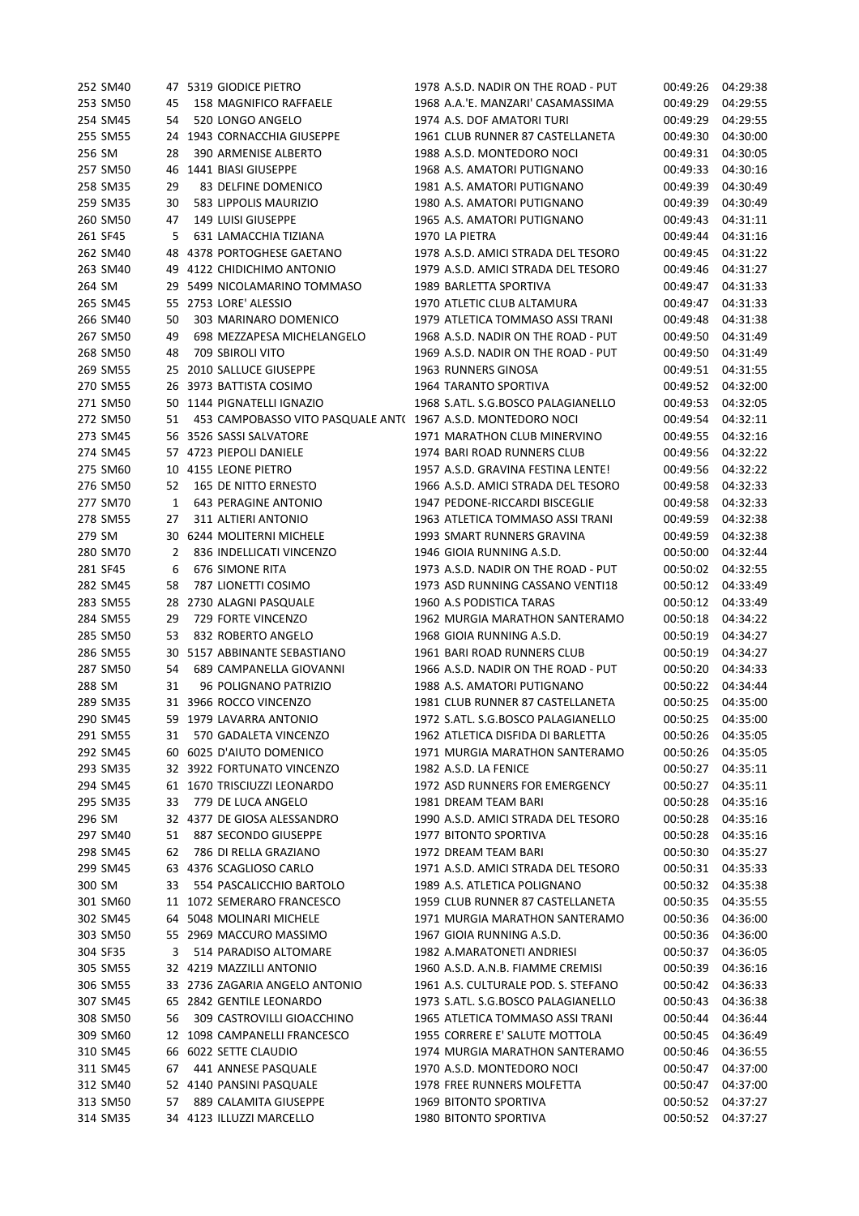| | | | | | | | | |
|---|---|---|---|---|---|---|---|---|
| 252 | SM40 | 47 | 5319 | GIODICE PIETRO | 1978 | A.S.D. NADIR ON THE ROAD - PUT | 00:49:26 | 04:29:38 |
| 253 | SM50 | 45 | 158 | MAGNIFICO RAFFAELE | 1968 | A.A.'E. MANZARI' CASAMASSIMA | 00:49:29 | 04:29:55 |
| 254 | SM45 | 54 | 520 | LONGO ANGELO | 1974 | A.S. DOF AMATORI TURI | 00:49:29 | 04:29:55 |
| 255 | SM55 | 24 | 1943 | CORNACCHIA GIUSEPPE | 1961 | CLUB RUNNER 87 CASTELLANETA | 00:49:30 | 04:30:00 |
| 256 | SM | 28 | 390 | ARMENISE ALBERTO | 1988 | A.S.D. MONTEDORO NOCI | 00:49:31 | 04:30:05 |
| 257 | SM50 | 46 | 1441 | BIASI GIUSEPPE | 1968 | A.S. AMATORI PUTIGNANO | 00:49:33 | 04:30:16 |
| 258 | SM35 | 29 | 83 | DELFINE DOMENICO | 1981 | A.S. AMATORI PUTIGNANO | 00:49:39 | 04:30:49 |
| 259 | SM35 | 30 | 583 | LIPPOLIS MAURIZIO | 1980 | A.S. AMATORI PUTIGNANO | 00:49:39 | 04:30:49 |
| 260 | SM50 | 47 | 149 | LUISI GIUSEPPE | 1965 | A.S. AMATORI PUTIGNANO | 00:49:43 | 04:31:11 |
| 261 | SF45 | 5 | 631 | LAMACCHIA TIZIANA | 1970 | LA PIETRA | 00:49:44 | 04:31:16 |
| 262 | SM40 | 48 | 4378 | PORTOGHESE GAETANO | 1978 | A.S.D. AMICI STRADA DEL TESORO | 00:49:45 | 04:31:22 |
| 263 | SM40 | 49 | 4122 | CHIDICHIMO ANTONIO | 1979 | A.S.D. AMICI STRADA DEL TESORO | 00:49:46 | 04:31:27 |
| 264 | SM | 29 | 5499 | NICOLAMARINO TOMMASO | 1989 | BARLETTA SPORTIVA | 00:49:47 | 04:31:33 |
| 265 | SM45 | 55 | 2753 | LORE' ALESSIO | 1970 | ATLETIC CLUB ALTAMURA | 00:49:47 | 04:31:33 |
| 266 | SM40 | 50 | 303 | MARINARO DOMENICO | 1979 | ATLETICA TOMMASO ASSI TRANI | 00:49:48 | 04:31:38 |
| 267 | SM50 | 49 | 698 | MEZZAPESA MICHELANGELO | 1968 | A.S.D. NADIR ON THE ROAD - PUT | 00:49:50 | 04:31:49 |
| 268 | SM50 | 48 | 709 | SBIROLI VITO | 1969 | A.S.D. NADIR ON THE ROAD - PUT | 00:49:50 | 04:31:49 |
| 269 | SM55 | 25 | 2010 | SALLUCE GIUSEPPE | 1963 | RUNNERS GINOSA | 00:49:51 | 04:31:55 |
| 270 | SM55 | 26 | 3973 | BATTISTA COSIMO | 1964 | TARANTO SPORTIVA | 00:49:52 | 04:32:00 |
| 271 | SM50 | 50 | 1144 | PIGNATELLI IGNAZIO | 1968 | S.ATL. S.G.BOSCO PALAGIANELLO | 00:49:53 | 04:32:05 |
| 272 | SM50 | 51 | 453 | CAMPOBASSO VITO PASQUALE ANT( | 1967 | A.S.D. MONTEDORO NOCI | 00:49:54 | 04:32:11 |
| 273 | SM45 | 56 | 3526 | SASSI SALVATORE | 1971 | MARATHON CLUB MINERVINO | 00:49:55 | 04:32:16 |
| 274 | SM45 | 57 | 4723 | PIEPOLI DANIELE | 1974 | BARI ROAD RUNNERS CLUB | 00:49:56 | 04:32:22 |
| 275 | SM60 | 10 | 4155 | LEONE PIETRO | 1957 | A.S.D. GRAVINA FESTINA LENTE! | 00:49:56 | 04:32:22 |
| 276 | SM50 | 52 | 165 | DE NITTO ERNESTO | 1966 | A.S.D. AMICI STRADA DEL TESORO | 00:49:58 | 04:32:33 |
| 277 | SM70 | 1 | 643 | PERAGINE ANTONIO | 1947 | PEDONE-RICCARDI BISCEGLIE | 00:49:58 | 04:32:33 |
| 278 | SM55 | 27 | 311 | ALTIERI ANTONIO | 1963 | ATLETICA TOMMASO ASSI TRANI | 00:49:59 | 04:32:38 |
| 279 | SM | 30 | 6244 | MOLITERNI MICHELE | 1993 | SMART RUNNERS GRAVINA | 00:49:59 | 04:32:38 |
| 280 | SM70 | 2 | 836 | INDELLICATI VINCENZO | 1946 | GIOIA RUNNING A.S.D. | 00:50:00 | 04:32:44 |
| 281 | SF45 | 6 | 676 | SIMONE RITA | 1973 | A.S.D. NADIR ON THE ROAD - PUT | 00:50:02 | 04:32:55 |
| 282 | SM45 | 58 | 787 | LIONETTI COSIMO | 1973 | ASD RUNNING CASSANO VENTI18 | 00:50:12 | 04:33:49 |
| 283 | SM55 | 28 | 2730 | ALAGNI PASQUALE | 1960 | A.S PODISTICA TARAS | 00:50:12 | 04:33:49 |
| 284 | SM55 | 29 | 729 | FORTE VINCENZO | 1962 | MURGIA MARATHON SANTERAMO | 00:50:18 | 04:34:22 |
| 285 | SM50 | 53 | 832 | ROBERTO ANGELO | 1968 | GIOIA RUNNING A.S.D. | 00:50:19 | 04:34:27 |
| 286 | SM55 | 30 | 5157 | ABBINANTE SEBASTIANO | 1961 | BARI ROAD RUNNERS CLUB | 00:50:19 | 04:34:27 |
| 287 | SM50 | 54 | 689 | CAMPANELLA GIOVANNI | 1966 | A.S.D. NADIR ON THE ROAD - PUT | 00:50:20 | 04:34:33 |
| 288 | SM | 31 | 96 | POLIGNANO PATRIZIO | 1988 | A.S. AMATORI PUTIGNANO | 00:50:22 | 04:34:44 |
| 289 | SM35 | 31 | 3966 | ROCCO VINCENZO | 1981 | CLUB RUNNER 87 CASTELLANETA | 00:50:25 | 04:35:00 |
| 290 | SM45 | 59 | 1979 | LAVARRA ANTONIO | 1972 | S.ATL. S.G.BOSCO PALAGIANELLO | 00:50:25 | 04:35:00 |
| 291 | SM55 | 31 | 570 | GADALETA VINCENZO | 1962 | ATLETICA DISFIDA DI BARLETTA | 00:50:26 | 04:35:05 |
| 292 | SM45 | 60 | 6025 | D'AIUTO DOMENICO | 1971 | MURGIA MARATHON SANTERAMO | 00:50:26 | 04:35:05 |
| 293 | SM35 | 32 | 3922 | FORTUNATO VINCENZO | 1982 | A.S.D. LA FENICE | 00:50:27 | 04:35:11 |
| 294 | SM45 | 61 | 1670 | TRISCIUZZI LEONARDO | 1972 | ASD RUNNERS FOR EMERGENCY | 00:50:27 | 04:35:11 |
| 295 | SM35 | 33 | 779 | DE LUCA ANGELO | 1981 | DREAM TEAM BARI | 00:50:28 | 04:35:16 |
| 296 | SM | 32 | 4377 | DE GIOSA ALESSANDRO | 1990 | A.S.D. AMICI STRADA DEL TESORO | 00:50:28 | 04:35:16 |
| 297 | SM40 | 51 | 887 | SECONDO GIUSEPPE | 1977 | BITONTO SPORTIVA | 00:50:28 | 04:35:16 |
| 298 | SM45 | 62 | 786 | DI RELLA GRAZIANO | 1972 | DREAM TEAM BARI | 00:50:30 | 04:35:27 |
| 299 | SM45 | 63 | 4376 | SCAGLIOSO CARLO | 1971 | A.S.D. AMICI STRADA DEL TESORO | 00:50:31 | 04:35:33 |
| 300 | SM | 33 | 554 | PASCALICCHIO BARTOLO | 1989 | A.S. ATLETICA POLIGNANO | 00:50:32 | 04:35:38 |
| 301 | SM60 | 11 | 1072 | SEMERARO FRANCESCO | 1959 | CLUB RUNNER 87 CASTELLANETA | 00:50:35 | 04:35:55 |
| 302 | SM45 | 64 | 5048 | MOLINARI MICHELE | 1971 | MURGIA MARATHON SANTERAMO | 00:50:36 | 04:36:00 |
| 303 | SM50 | 55 | 2969 | MACCURO MASSIMO | 1967 | GIOIA RUNNING A.S.D. | 00:50:36 | 04:36:00 |
| 304 | SF35 | 3 | 514 | PARADISO ALTOMARE | 1982 | A.MARATONETI ANDRIESI | 00:50:37 | 04:36:05 |
| 305 | SM55 | 32 | 4219 | MAZZILLI ANTONIO | 1960 | A.S.D. A.N.B. FIAMME CREMISI | 00:50:39 | 04:36:16 |
| 306 | SM55 | 33 | 2736 | ZAGARIA ANGELO ANTONIO | 1961 | A.S. CULTURALE POD. S. STEFANO | 00:50:42 | 04:36:33 |
| 307 | SM45 | 65 | 2842 | GENTILE LEONARDO | 1973 | S.ATL. S.G.BOSCO PALAGIANELLO | 00:50:43 | 04:36:38 |
| 308 | SM50 | 56 | 309 | CASTROVILLI GIOACCHINO | 1965 | ATLETICA TOMMASO ASSI TRANI | 00:50:44 | 04:36:44 |
| 309 | SM60 | 12 | 1098 | CAMPANELLI FRANCESCO | 1955 | CORRERE E' SALUTE MOTTOLA | 00:50:45 | 04:36:49 |
| 310 | SM45 | 66 | 6022 | SETTE CLAUDIO | 1974 | MURGIA MARATHON SANTERAMO | 00:50:46 | 04:36:55 |
| 311 | SM45 | 67 | 441 | ANNESE PASQUALE | 1970 | A.S.D. MONTEDORO NOCI | 00:50:47 | 04:37:00 |
| 312 | SM40 | 52 | 4140 | PANSINI PASQUALE | 1978 | FREE RUNNERS MOLFETTA | 00:50:47 | 04:37:00 |
| 313 | SM50 | 57 | 889 | CALAMITA GIUSEPPE | 1969 | BITONTO SPORTIVA | 00:50:52 | 04:37:27 |
| 314 | SM35 | 34 | 4123 | ILLUZZI MARCELLO | 1980 | BITONTO SPORTIVA | 00:50:52 | 04:37:27 |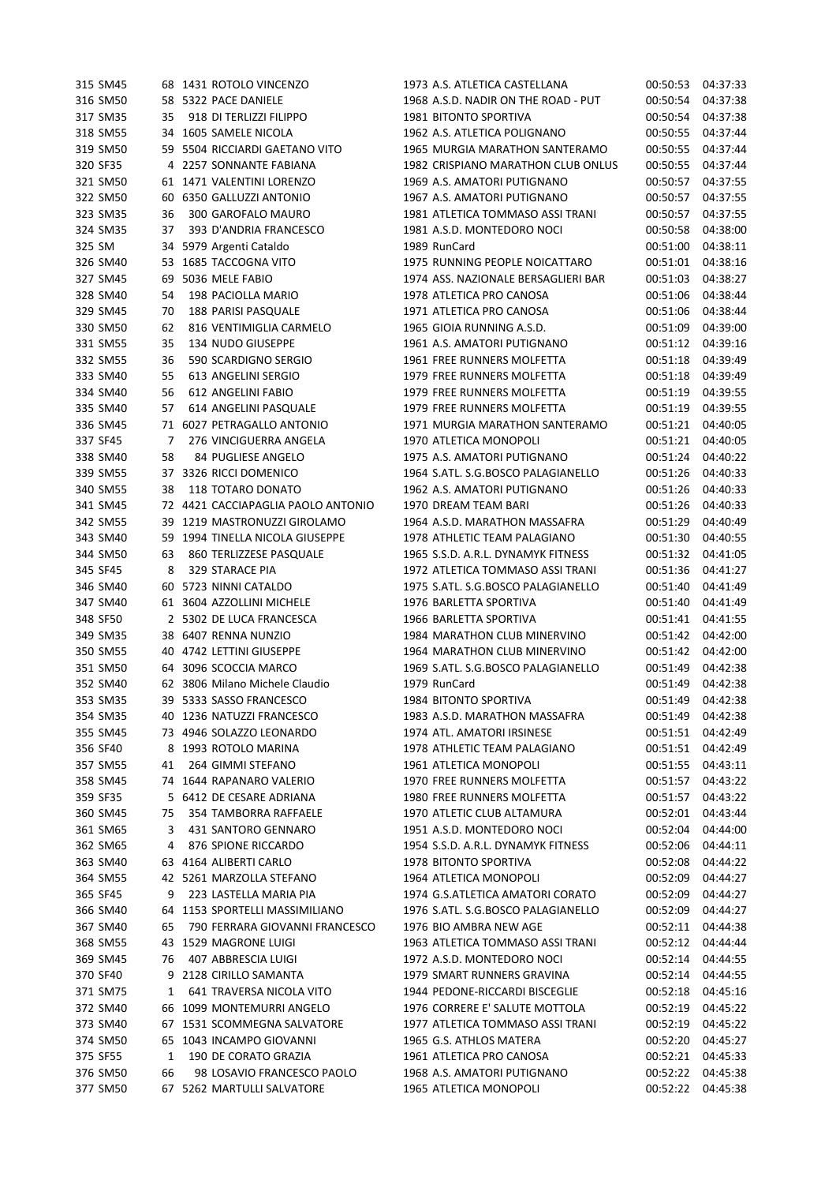| | | | | | | | |
|---|---|---|---|---|---|---|---|
| 315 | SM45 | 68 | 1431 | ROTOLO VINCENZO | 1973 A.S. ATLETICA CASTELLANA | 00:50:53 | 04:37:33 |
| 316 | SM50 | 58 | 5322 | PACE DANIELE | 1968 A.S.D. NADIR ON THE ROAD - PUT | 00:50:54 | 04:37:38 |
| 317 | SM35 | 35 | 918 | DI TERLIZZI FILIPPO | 1981 BITONTO SPORTIVA | 00:50:54 | 04:37:38 |
| 318 | SM55 | 34 | 1605 | SAMELE NICOLA | 1962 A.S. ATLETICA POLIGNANO | 00:50:55 | 04:37:44 |
| 319 | SM50 | 59 | 5504 | RICCIARDI GAETANO VITO | 1965 MURGIA MARATHON SANTERAMO | 00:50:55 | 04:37:44 |
| 320 | SF35 | 4 | 2257 | SONNANTE FABIANA | 1982 CRISPIANO MARATHON CLUB ONLUS | 00:50:55 | 04:37:44 |
| 321 | SM50 | 61 | 1471 | VALENTINI LORENZO | 1969 A.S. AMATORI PUTIGNANO | 00:50:57 | 04:37:55 |
| 322 | SM50 | 60 | 6350 | GALLUZZI ANTONIO | 1967 A.S. AMATORI PUTIGNANO | 00:50:57 | 04:37:55 |
| 323 | SM35 | 36 | 300 | GAROFALO MAURO | 1981 ATLETICA TOMMASO ASSI TRANI | 00:50:57 | 04:37:55 |
| 324 | SM35 | 37 | 393 | D'ANDRIA FRANCESCO | 1981 A.S.D. MONTEDORO NOCI | 00:50:58 | 04:38:00 |
| 325 | SM | 34 | 5979 | Argenti Cataldo | 1989 RunCard | 00:51:00 | 04:38:11 |
| 326 | SM40 | 53 | 1685 | TACCOGNA VITO | 1975 RUNNING PEOPLE NOICATTARO | 00:51:01 | 04:38:16 |
| 327 | SM45 | 69 | 5036 | MELE FABIO | 1974 ASS. NAZIONALE BERSAGLIERI BAR | 00:51:03 | 04:38:27 |
| 328 | SM40 | 54 | 198 | PACIOLLA MARIO | 1978 ATLETICA PRO CANOSA | 00:51:06 | 04:38:44 |
| 329 | SM45 | 70 | 188 | PARISI PASQUALE | 1971 ATLETICA PRO CANOSA | 00:51:06 | 04:38:44 |
| 330 | SM50 | 62 | 816 | VENTIMIGLIA CARMELO | 1965 GIOIA RUNNING A.S.D. | 00:51:09 | 04:39:00 |
| 331 | SM55 | 35 | 134 | NUDO GIUSEPPE | 1961 A.S. AMATORI PUTIGNANO | 00:51:12 | 04:39:16 |
| 332 | SM55 | 36 | 590 | SCARDIGNO SERGIO | 1961 FREE RUNNERS MOLFETTA | 00:51:18 | 04:39:49 |
| 333 | SM40 | 55 | 613 | ANGELINI SERGIO | 1979 FREE RUNNERS MOLFETTA | 00:51:18 | 04:39:49 |
| 334 | SM40 | 56 | 612 | ANGELINI FABIO | 1979 FREE RUNNERS MOLFETTA | 00:51:19 | 04:39:55 |
| 335 | SM40 | 57 | 614 | ANGELINI PASQUALE | 1979 FREE RUNNERS MOLFETTA | 00:51:19 | 04:39:55 |
| 336 | SM45 | 71 | 6027 | PETRAGALLO ANTONIO | 1971 MURGIA MARATHON SANTERAMO | 00:51:21 | 04:40:05 |
| 337 | SF45 | 7 | 276 | VINCIGUERRA ANGELA | 1970 ATLETICA MONOPOLI | 00:51:21 | 04:40:05 |
| 338 | SM40 | 58 | 84 | PUGLIESE ANGELO | 1975 A.S. AMATORI PUTIGNANO | 00:51:24 | 04:40:22 |
| 339 | SM55 | 37 | 3326 | RICCI DOMENICO | 1964 S.ATL. S.G.BOSCO PALAGIANELLO | 00:51:26 | 04:40:33 |
| 340 | SM55 | 38 | 118 | TOTARO DONATO | 1962 A.S. AMATORI PUTIGNANO | 00:51:26 | 04:40:33 |
| 341 | SM45 | 72 | 4421 | CACCIAPAGLIA PAOLO ANTONIO | 1970 DREAM TEAM BARI | 00:51:26 | 04:40:33 |
| 342 | SM55 | 39 | 1219 | MASTRONUZZI GIROLAMO | 1964 A.S.D. MARATHON MASSAFRA | 00:51:29 | 04:40:49 |
| 343 | SM40 | 59 | 1994 | TINELLA NICOLA GIUSEPPE | 1978 ATHLETIC TEAM PALAGIANO | 00:51:30 | 04:40:55 |
| 344 | SM50 | 63 | 860 | TERLIZZESE PASQUALE | 1965 S.S.D. A.R.L. DYNAMYK FITNESS | 00:51:32 | 04:41:05 |
| 345 | SF45 | 8 | 329 | STARACE PIA | 1972 ATLETICA TOMMASO ASSI TRANI | 00:51:36 | 04:41:27 |
| 346 | SM40 | 60 | 5723 | NINNI CATALDO | 1975 S.ATL. S.G.BOSCO PALAGIANELLO | 00:51:40 | 04:41:49 |
| 347 | SM40 | 61 | 3604 | AZZOLLINI MICHELE | 1976 BARLETTA SPORTIVA | 00:51:40 | 04:41:49 |
| 348 | SF50 | 2 | 5302 | DE LUCA FRANCESCA | 1966 BARLETTA SPORTIVA | 00:51:41 | 04:41:55 |
| 349 | SM35 | 38 | 6407 | RENNA NUNZIO | 1984 MARATHON CLUB MINERVINO | 00:51:42 | 04:42:00 |
| 350 | SM55 | 40 | 4742 | LETTINI GIUSEPPE | 1964 MARATHON CLUB MINERVINO | 00:51:42 | 04:42:00 |
| 351 | SM50 | 64 | 3096 | SCOCCIA MARCO | 1969 S.ATL. S.G.BOSCO PALAGIANELLO | 00:51:49 | 04:42:38 |
| 352 | SM40 | 62 | 3806 | Milano Michele Claudio | 1979 RunCard | 00:51:49 | 04:42:38 |
| 353 | SM35 | 39 | 5333 | SASSO FRANCESCO | 1984 BITONTO SPORTIVA | 00:51:49 | 04:42:38 |
| 354 | SM35 | 40 | 1236 | NATUZZI FRANCESCO | 1983 A.S.D. MARATHON MASSAFRA | 00:51:49 | 04:42:38 |
| 355 | SM45 | 73 | 4946 | SOLAZZO LEONARDO | 1974 ATL. AMATORI IRSINESE | 00:51:51 | 04:42:49 |
| 356 | SF40 | 8 | 1993 | ROTOLO MARINA | 1978 ATHLETIC TEAM PALAGIANO | 00:51:51 | 04:42:49 |
| 357 | SM55 | 41 | 264 | GIMMI STEFANO | 1961 ATLETICA MONOPOLI | 00:51:55 | 04:43:11 |
| 358 | SM45 | 74 | 1644 | RAPANARO VALERIO | 1970 FREE RUNNERS MOLFETTA | 00:51:57 | 04:43:22 |
| 359 | SF35 | 5 | 6412 | DE CESARE ADRIANA | 1980 FREE RUNNERS MOLFETTA | 00:51:57 | 04:43:22 |
| 360 | SM45 | 75 | 354 | TAMBORRA RAFFAELE | 1970 ATLETIC CLUB ALTAMURA | 00:52:01 | 04:43:44 |
| 361 | SM65 | 3 | 431 | SANTORO GENNARO | 1951 A.S.D. MONTEDORO NOCI | 00:52:04 | 04:44:00 |
| 362 | SM65 | 4 | 876 | SPIONE RICCARDO | 1954 S.S.D. A.R.L. DYNAMYK FITNESS | 00:52:06 | 04:44:11 |
| 363 | SM40 | 63 | 4164 | ALIBERTI CARLO | 1978 BITONTO SPORTIVA | 00:52:08 | 04:44:22 |
| 364 | SM55 | 42 | 5261 | MARZOLLA STEFANO | 1964 ATLETICA MONOPOLI | 00:52:09 | 04:44:27 |
| 365 | SF45 | 9 | 223 | LASTELLA MARIA PIA | 1974 G.S.ATLETICA AMATORI CORATO | 00:52:09 | 04:44:27 |
| 366 | SM40 | 64 | 1153 | SPORTELLI MASSIMILIANO | 1976 S.ATL. S.G.BOSCO PALAGIANELLO | 00:52:09 | 04:44:27 |
| 367 | SM40 | 65 | 790 | FERRARA GIOVANNI FRANCESCO | 1976 BIO AMBRA NEW AGE | 00:52:11 | 04:44:38 |
| 368 | SM55 | 43 | 1529 | MAGRONE LUIGI | 1963 ATLETICA TOMMASO ASSI TRANI | 00:52:12 | 04:44:44 |
| 369 | SM45 | 76 | 407 | ABBRESCIA LUIGI | 1972 A.S.D. MONTEDORO NOCI | 00:52:14 | 04:44:55 |
| 370 | SF40 | 9 | 2128 | CIRILLO SAMANTA | 1979 SMART RUNNERS GRAVINA | 00:52:14 | 04:44:55 |
| 371 | SM75 | 1 | 641 | TRAVERSA NICOLA VITO | 1944 PEDONE-RICCARDI BISCEGLIE | 00:52:18 | 04:45:16 |
| 372 | SM40 | 66 | 1099 | MONTEMURRI ANGELO | 1976 CORRERE E' SALUTE MOTTOLA | 00:52:19 | 04:45:22 |
| 373 | SM40 | 67 | 1531 | SCOMMEGNA SALVATORE | 1977 ATLETICA TOMMASO ASSI TRANI | 00:52:19 | 04:45:22 |
| 374 | SM50 | 65 | 1043 | INCAMPO GIOVANNI | 1965 G.S. ATHLOS MATERA | 00:52:20 | 04:45:27 |
| 375 | SF55 | 1 | 190 | DE CORATO GRAZIA | 1961 ATLETICA PRO CANOSA | 00:52:21 | 04:45:33 |
| 376 | SM50 | 66 | 98 | LOSAVIO FRANCESCO PAOLO | 1968 A.S. AMATORI PUTIGNANO | 00:52:22 | 04:45:38 |
| 377 | SM50 | 67 | 5262 | MARTULLI SALVATORE | 1965 ATLETICA MONOPOLI | 00:52:22 | 04:45:38 |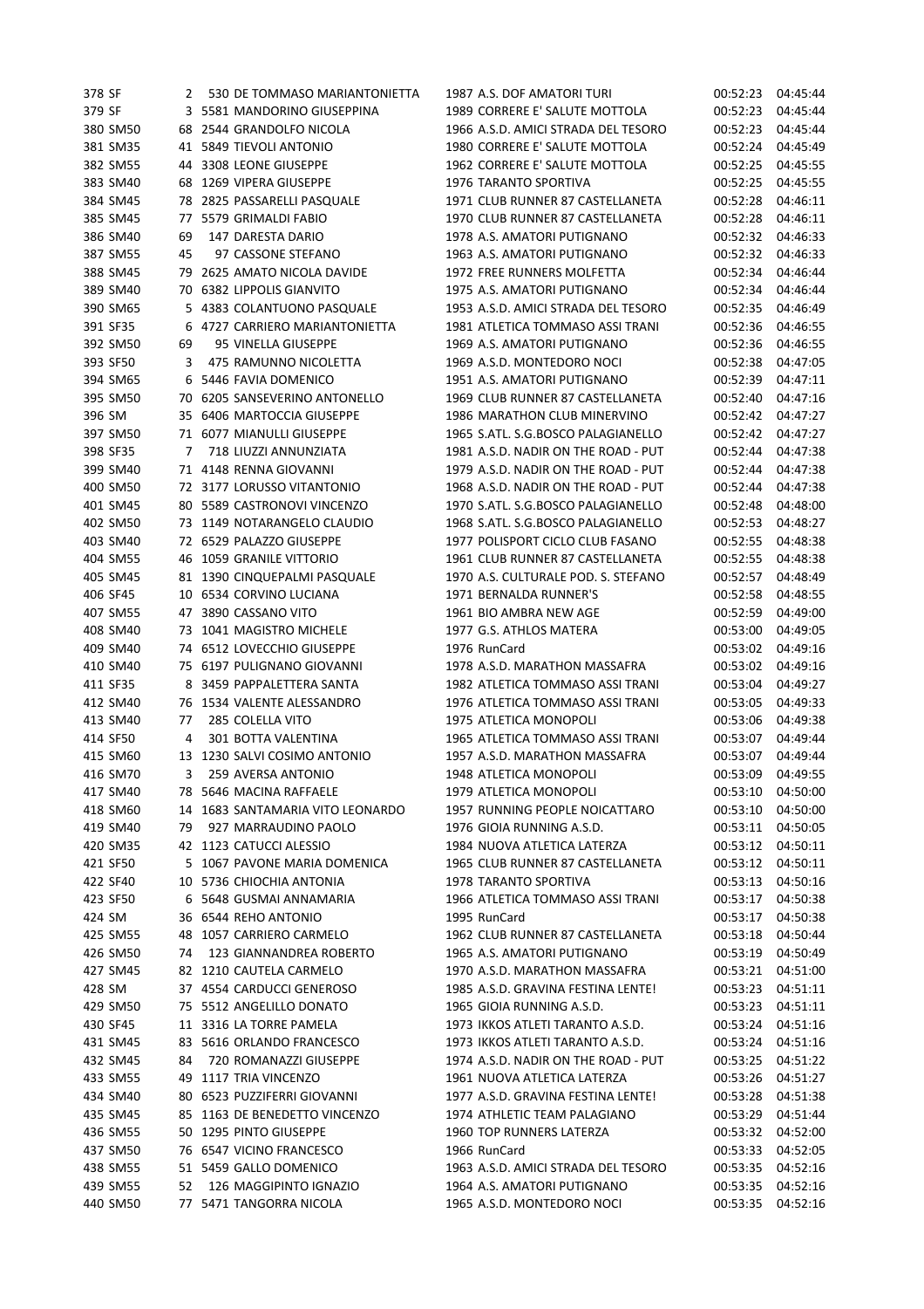| | | | | | | | | |
|---|---|---|---|---|---|---|---|---|
| 378 | SF | 2 | 530 | DE TOMMASO MARIANTONIETTA | 1987 | A.S. DOF AMATORI TURI | 00:52:23 | 04:45:44 |
| 379 | SF | 3 | 5581 | MANDORINO GIUSEPPINA | 1989 | CORRERE E' SALUTE MOTTOLA | 00:52:23 | 04:45:44 |
| 380 | SM50 | 68 | 2544 | GRANDOLFO NICOLA | 1966 | A.S.D. AMICI STRADA DEL TESORO | 00:52:23 | 04:45:44 |
| 381 | SM35 | 41 | 5849 | TIEVOLI ANTONIO | 1980 | CORRERE E' SALUTE MOTTOLA | 00:52:24 | 04:45:49 |
| 382 | SM55 | 44 | 3308 | LEONE GIUSEPPE | 1962 | CORRERE E' SALUTE MOTTOLA | 00:52:25 | 04:45:55 |
| 383 | SM40 | 68 | 1269 | VIPERA GIUSEPPE | 1976 | TARANTO SPORTIVA | 00:52:25 | 04:45:55 |
| 384 | SM45 | 78 | 2825 | PASSARELLI PASQUALE | 1971 | CLUB RUNNER 87 CASTELLANETA | 00:52:28 | 04:46:11 |
| 385 | SM45 | 77 | 5579 | GRIMALDI FABIO | 1970 | CLUB RUNNER 87 CASTELLANETA | 00:52:28 | 04:46:11 |
| 386 | SM40 | 69 | 147 | DARESTA DARIO | 1978 | A.S. AMATORI PUTIGNANO | 00:52:32 | 04:46:33 |
| 387 | SM55 | 45 | 97 | CASSONE STEFANO | 1963 | A.S. AMATORI PUTIGNANO | 00:52:32 | 04:46:33 |
| 388 | SM45 | 79 | 2625 | AMATO NICOLA DAVIDE | 1972 | FREE RUNNERS MOLFETTA | 00:52:34 | 04:46:44 |
| 389 | SM40 | 70 | 6382 | LIPPOLIS GIANVITO | 1975 | A.S. AMATORI PUTIGNANO | 00:52:34 | 04:46:44 |
| 390 | SM65 | 5 | 4383 | COLANTUONO PASQUALE | 1953 | A.S.D. AMICI STRADA DEL TESORO | 00:52:35 | 04:46:49 |
| 391 | SF35 | 6 | 4727 | CARRIERO MARIANTONIETTA | 1981 | ATLETICA TOMMASO ASSI TRANI | 00:52:36 | 04:46:55 |
| 392 | SM50 | 69 | 95 | VINELLA GIUSEPPE | 1969 | A.S. AMATORI PUTIGNANO | 00:52:36 | 04:46:55 |
| 393 | SF50 | 3 | 475 | RAMUNNO NICOLETTA | 1969 | A.S.D. MONTEDORO NOCI | 00:52:38 | 04:47:05 |
| 394 | SM65 | 6 | 5446 | FAVIA DOMENICO | 1951 | A.S. AMATORI PUTIGNANO | 00:52:39 | 04:47:11 |
| 395 | SM50 | 70 | 6205 | SANSEVERINO ANTONELLO | 1969 | CLUB RUNNER 87 CASTELLANETA | 00:52:40 | 04:47:16 |
| 396 | SM | 35 | 6406 | MARTOCCIA GIUSEPPE | 1986 | MARATHON CLUB MINERVINO | 00:52:42 | 04:47:27 |
| 397 | SM50 | 71 | 6077 | MIANULLI GIUSEPPE | 1965 | S.ATL. S.G.BOSCO PALAGIANELLO | 00:52:42 | 04:47:27 |
| 398 | SF35 | 7 | 718 | LIUZZI ANNUNZIATA | 1981 | A.S.D. NADIR ON THE ROAD - PUT | 00:52:44 | 04:47:38 |
| 399 | SM40 | 71 | 4148 | RENNA GIOVANNI | 1979 | A.S.D. NADIR ON THE ROAD - PUT | 00:52:44 | 04:47:38 |
| 400 | SM50 | 72 | 3177 | LORUSSO VITANTONIO | 1968 | A.S.D. NADIR ON THE ROAD - PUT | 00:52:44 | 04:47:38 |
| 401 | SM45 | 80 | 5589 | CASTRONOVI VINCENZO | 1970 | S.ATL. S.G.BOSCO PALAGIANELLO | 00:52:48 | 04:48:00 |
| 402 | SM50 | 73 | 1149 | NOTARANGELO CLAUDIO | 1968 | S.ATL. S.G.BOSCO PALAGIANELLO | 00:52:53 | 04:48:27 |
| 403 | SM40 | 72 | 6529 | PALAZZO GIUSEPPE | 1977 | POLISPORT CICLO CLUB FASANO | 00:52:55 | 04:48:38 |
| 404 | SM55 | 46 | 1059 | GRANILE VITTORIO | 1961 | CLUB RUNNER 87 CASTELLANETA | 00:52:55 | 04:48:38 |
| 405 | SM45 | 81 | 1390 | CINQUEPALMI PASQUALE | 1970 | A.S. CULTURALE POD. S. STEFANO | 00:52:57 | 04:48:49 |
| 406 | SF45 | 10 | 6534 | CORVINO LUCIANA | 1971 | BERNALDA RUNNER'S | 00:52:58 | 04:48:55 |
| 407 | SM55 | 47 | 3890 | CASSANO VITO | 1961 | BIO AMBRA NEW AGE | 00:52:59 | 04:49:00 |
| 408 | SM40 | 73 | 1041 | MAGISTRO MICHELE | 1977 | G.S. ATHLOS MATERA | 00:53:00 | 04:49:05 |
| 409 | SM40 | 74 | 6512 | LOVECCHIO GIUSEPPE | 1976 | RunCard | 00:53:02 | 04:49:16 |
| 410 | SM40 | 75 | 6197 | PULIGNANO GIOVANNI | 1978 | A.S.D. MARATHON MASSAFRA | 00:53:02 | 04:49:16 |
| 411 | SF35 | 8 | 3459 | PAPPALETTERA SANTA | 1982 | ATLETICA TOMMASO ASSI TRANI | 00:53:04 | 04:49:27 |
| 412 | SM40 | 76 | 1534 | VALENTE ALESSANDRO | 1976 | ATLETICA TOMMASO ASSI TRANI | 00:53:05 | 04:49:33 |
| 413 | SM40 | 77 | 285 | COLELLA VITO | 1975 | ATLETICA MONOPOLI | 00:53:06 | 04:49:38 |
| 414 | SF50 | 4 | 301 | BOTTA VALENTINA | 1965 | ATLETICA TOMMASO ASSI TRANI | 00:53:07 | 04:49:44 |
| 415 | SM60 | 13 | 1230 | SALVI COSIMO ANTONIO | 1957 | A.S.D. MARATHON MASSAFRA | 00:53:07 | 04:49:44 |
| 416 | SM70 | 3 | 259 | AVERSA ANTONIO | 1948 | ATLETICA MONOPOLI | 00:53:09 | 04:49:55 |
| 417 | SM40 | 78 | 5646 | MACINA RAFFAELE | 1979 | ATLETICA MONOPOLI | 00:53:10 | 04:50:00 |
| 418 | SM60 | 14 | 1683 | SANTAMARIA VITO LEONARDO | 1957 | RUNNING PEOPLE NOICATTARO | 00:53:10 | 04:50:00 |
| 419 | SM40 | 79 | 927 | MARRAUDINO PAOLO | 1976 | GIOIA RUNNING A.S.D. | 00:53:11 | 04:50:05 |
| 420 | SM35 | 42 | 1123 | CATUCCI ALESSIO | 1984 | NUOVA ATLETICA LATERZA | 00:53:12 | 04:50:11 |
| 421 | SF50 | 5 | 1067 | PAVONE MARIA DOMENICA | 1965 | CLUB RUNNER 87 CASTELLANETA | 00:53:12 | 04:50:11 |
| 422 | SF40 | 10 | 5736 | CHIOCHIA ANTONIA | 1978 | TARANTO SPORTIVA | 00:53:13 | 04:50:16 |
| 423 | SF50 | 6 | 5648 | GUSMAI ANNAMARIA | 1966 | ATLETICA TOMMASO ASSI TRANI | 00:53:17 | 04:50:38 |
| 424 | SM | 36 | 6544 | REHO ANTONIO | 1995 | RunCard | 00:53:17 | 04:50:38 |
| 425 | SM55 | 48 | 1057 | CARRIERO CARMELO | 1962 | CLUB RUNNER 87 CASTELLANETA | 00:53:18 | 04:50:44 |
| 426 | SM50 | 74 | 123 | GIANNANDREA ROBERTO | 1965 | A.S. AMATORI PUTIGNANO | 00:53:19 | 04:50:49 |
| 427 | SM45 | 82 | 1210 | CAUTELA CARMELO | 1970 | A.S.D. MARATHON MASSAFRA | 00:53:21 | 04:51:00 |
| 428 | SM | 37 | 4554 | CARDUCCI GENEROSO | 1985 | A.S.D. GRAVINA FESTINA LENTE! | 00:53:23 | 04:51:11 |
| 429 | SM50 | 75 | 5512 | ANGELILLO DONATO | 1965 | GIOIA RUNNING A.S.D. | 00:53:23 | 04:51:11 |
| 430 | SF45 | 11 | 3316 | LA TORRE PAMELA | 1973 | IKKOS ATLETI TARANTO A.S.D. | 00:53:24 | 04:51:16 |
| 431 | SM45 | 83 | 5616 | ORLANDO FRANCESCO | 1973 | IKKOS ATLETI TARANTO A.S.D. | 00:53:24 | 04:51:16 |
| 432 | SM45 | 84 | 720 | ROMANAZZI GIUSEPPE | 1974 | A.S.D. NADIR ON THE ROAD - PUT | 00:53:25 | 04:51:22 |
| 433 | SM55 | 49 | 1117 | TRIA VINCENZO | 1961 | NUOVA ATLETICA LATERZA | 00:53:26 | 04:51:27 |
| 434 | SM40 | 80 | 6523 | PUZZIFERRI GIOVANNI | 1977 | A.S.D. GRAVINA FESTINA LENTE! | 00:53:28 | 04:51:38 |
| 435 | SM45 | 85 | 1163 | DE BENEDETTO VINCENZO | 1974 | ATHLETIC TEAM PALAGIANO | 00:53:29 | 04:51:44 |
| 436 | SM55 | 50 | 1295 | PINTO GIUSEPPE | 1960 | TOP RUNNERS LATERZA | 00:53:32 | 04:52:00 |
| 437 | SM50 | 76 | 6547 | VICINO FRANCESCO | 1966 | RunCard | 00:53:33 | 04:52:05 |
| 438 | SM55 | 51 | 5459 | GALLO DOMENICO | 1963 | A.S.D. AMICI STRADA DEL TESORO | 00:53:35 | 04:52:16 |
| 439 | SM55 | 52 | 126 | MAGGIPINTO IGNAZIO | 1964 | A.S. AMATORI PUTIGNANO | 00:53:35 | 04:52:16 |
| 440 | SM50 | 77 | 5471 | TANGORRA NICOLA | 1965 | A.S.D. MONTEDORO NOCI | 00:53:35 | 04:52:16 |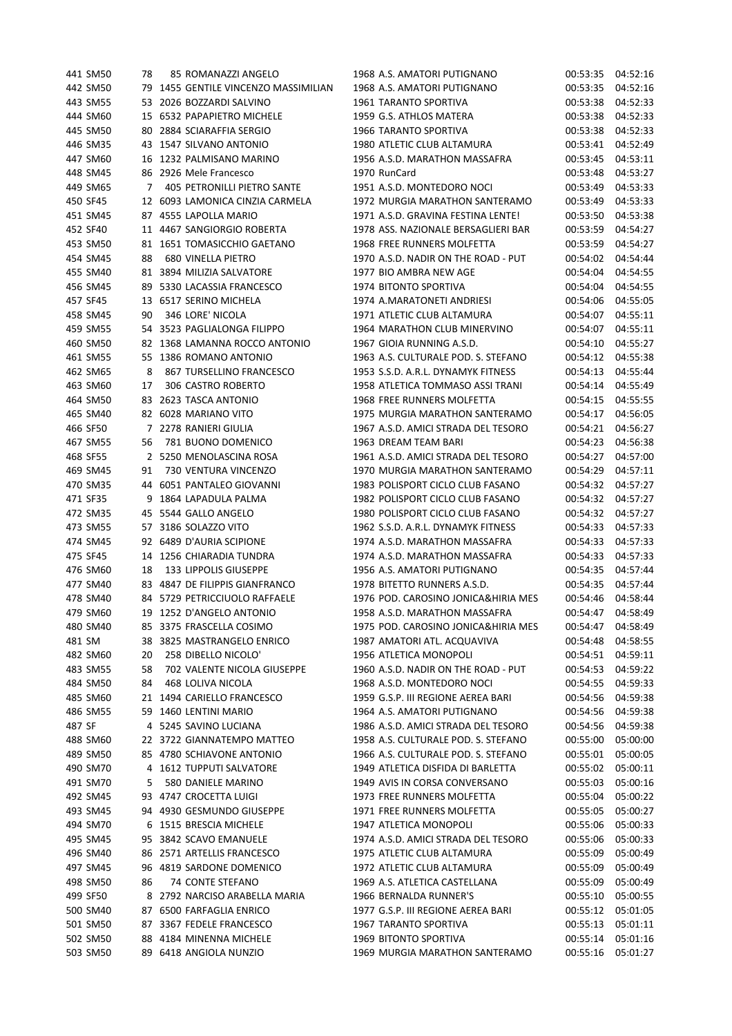| | | | | | | | | |
|---|---|---|---|---|---|---|---|---|
| 441 | SM50 | 78 | 85 | ROMANAZZI ANGELO | 1968 | A.S. AMATORI PUTIGNANO | 00:53:35 | 04:52:16 |
| 442 | SM50 | 79 | 1455 | GENTILE VINCENZO MASSIMILIAN | 1968 | A.S. AMATORI PUTIGNANO | 00:53:35 | 04:52:16 |
| 443 | SM55 | 53 | 2026 | BOZZARDI SALVINO | 1961 | TARANTO SPORTIVA | 00:53:38 | 04:52:33 |
| 444 | SM60 | 15 | 6532 | PAPAPIETRO MICHELE | 1959 | G.S. ATHLOS MATERA | 00:53:38 | 04:52:33 |
| 445 | SM50 | 80 | 2884 | SCIARAFFIA SERGIO | 1966 | TARANTO SPORTIVA | 00:53:38 | 04:52:33 |
| 446 | SM35 | 43 | 1547 | SILVANO ANTONIO | 1980 | ATLETIC CLUB ALTAMURA | 00:53:41 | 04:52:49 |
| 447 | SM60 | 16 | 1232 | PALMISANO MARINO | 1956 | A.S.D. MARATHON MASSAFRA | 00:53:45 | 04:53:11 |
| 448 | SM45 | 86 | 2926 | Mele Francesco | 1970 | RunCard | 00:53:48 | 04:53:27 |
| 449 | SM65 | 7 | 405 | PETRONILLI PIETRO SANTE | 1951 | A.S.D. MONTEDORO NOCI | 00:53:49 | 04:53:33 |
| 450 | SF45 | 12 | 6093 | LAMONICA CINZIA CARMELA | 1972 | MURGIA MARATHON SANTERAMO | 00:53:49 | 04:53:33 |
| 451 | SM45 | 87 | 4555 | LAPOLLA MARIO | 1971 | A.S.D. GRAVINA FESTINA LENTE! | 00:53:50 | 04:53:38 |
| 452 | SF40 | 11 | 4467 | SANGIORGIO ROBERTA | 1978 | ASS. NAZIONALE BERSAGLIERI BAR | 00:53:59 | 04:54:27 |
| 453 | SM50 | 81 | 1651 | TOMASICCHIO GAETANO | 1968 | FREE RUNNERS MOLFETTA | 00:53:59 | 04:54:27 |
| 454 | SM45 | 88 | 680 | VINELLA PIETRO | 1970 | A.S.D. NADIR ON THE ROAD - PUT | 00:54:02 | 04:54:44 |
| 455 | SM40 | 81 | 3894 | MILIZIA SALVATORE | 1977 | BIO AMBRA NEW AGE | 00:54:04 | 04:54:55 |
| 456 | SM45 | 89 | 5330 | LACASSIA FRANCESCO | 1974 | BITONTO SPORTIVA | 00:54:04 | 04:54:55 |
| 457 | SF45 | 13 | 6517 | SERINO MICHELA | 1974 | A.MARATONETI ANDRIESI | 00:54:06 | 04:55:05 |
| 458 | SM45 | 90 | 346 | LORE' NICOLA | 1971 | ATLETIC CLUB ALTAMURA | 00:54:07 | 04:55:11 |
| 459 | SM55 | 54 | 3523 | PAGLIALONGA FILIPPO | 1964 | MARATHON CLUB MINERVINO | 00:54:07 | 04:55:11 |
| 460 | SM50 | 82 | 1368 | LAMANNA ROCCO ANTONIO | 1967 | GIOIA RUNNING A.S.D. | 00:54:10 | 04:55:27 |
| 461 | SM55 | 55 | 1386 | ROMANO ANTONIO | 1963 | A.S. CULTURALE POD. S. STEFANO | 00:54:12 | 04:55:38 |
| 462 | SM65 | 8 | 867 | TURSELLINO FRANCESCO | 1953 | S.S.D. A.R.L. DYNAMYK FITNESS | 00:54:13 | 04:55:44 |
| 463 | SM60 | 17 | 306 | CASTRO ROBERTO | 1958 | ATLETICA TOMMASO ASSI TRANI | 00:54:14 | 04:55:49 |
| 464 | SM50 | 83 | 2623 | TASCA ANTONIO | 1968 | FREE RUNNERS MOLFETTA | 00:54:15 | 04:55:55 |
| 465 | SM40 | 82 | 6028 | MARIANO VITO | 1975 | MURGIA MARATHON SANTERAMO | 00:54:17 | 04:56:05 |
| 466 | SF50 | 7 | 2278 | RANIERI GIULIA | 1967 | A.S.D. AMICI STRADA DEL TESORO | 00:54:21 | 04:56:27 |
| 467 | SM55 | 56 | 781 | BUONO DOMENICO | 1963 | DREAM TEAM BARI | 00:54:23 | 04:56:38 |
| 468 | SF55 | 2 | 5250 | MENOLASCINA ROSA | 1961 | A.S.D. AMICI STRADA DEL TESORO | 00:54:27 | 04:57:00 |
| 469 | SM45 | 91 | 730 | VENTURA VINCENZO | 1970 | MURGIA MARATHON SANTERAMO | 00:54:29 | 04:57:11 |
| 470 | SM35 | 44 | 6051 | PANTALEO GIOVANNI | 1983 | POLISPORT CICLO CLUB FASANO | 00:54:32 | 04:57:27 |
| 471 | SF35 | 9 | 1864 | LAPADULA PALMA | 1982 | POLISPORT CICLO CLUB FASANO | 00:54:32 | 04:57:27 |
| 472 | SM35 | 45 | 5544 | GALLO ANGELO | 1980 | POLISPORT CICLO CLUB FASANO | 00:54:32 | 04:57:27 |
| 473 | SM55 | 57 | 3186 | SOLAZZO VITO | 1962 | S.S.D. A.R.L. DYNAMYK FITNESS | 00:54:33 | 04:57:33 |
| 474 | SM45 | 92 | 6489 | D'AURIA SCIPIONE | 1974 | A.S.D. MARATHON MASSAFRA | 00:54:33 | 04:57:33 |
| 475 | SF45 | 14 | 1256 | CHIARADIA TUNDRA | 1974 | A.S.D. MARATHON MASSAFRA | 00:54:33 | 04:57:33 |
| 476 | SM60 | 18 | 133 | LIPPOLIS GIUSEPPE | 1956 | A.S. AMATORI PUTIGNANO | 00:54:35 | 04:57:44 |
| 477 | SM40 | 83 | 4847 | DE FILIPPIS GIANFRANCO | 1978 | BITETTO RUNNERS A.S.D. | 00:54:35 | 04:57:44 |
| 478 | SM40 | 84 | 5729 | PETRICCIUOLO RAFFAELE | 1976 | POD. CAROSINO JONICA&HIRIA MES | 00:54:46 | 04:58:44 |
| 479 | SM60 | 19 | 1252 | D'ANGELO ANTONIO | 1958 | A.S.D. MARATHON MASSAFRA | 00:54:47 | 04:58:49 |
| 480 | SM40 | 85 | 3375 | FRASCELLA COSIMO | 1975 | POD. CAROSINO JONICA&HIRIA MES | 00:54:47 | 04:58:49 |
| 481 | SM | 38 | 3825 | MASTRANGELO ENRICO | 1987 | AMATORI ATL. ACQUAVIVA | 00:54:48 | 04:58:55 |
| 482 | SM60 | 20 | 258 | DIBELLO NICOLO' | 1956 | ATLETICA MONOPOLI | 00:54:51 | 04:59:11 |
| 483 | SM55 | 58 | 702 | VALENTE NICOLA GIUSEPPE | 1960 | A.S.D. NADIR ON THE ROAD - PUT | 00:54:53 | 04:59:22 |
| 484 | SM50 | 84 | 468 | LOLIVA NICOLA | 1968 | A.S.D. MONTEDORO NOCI | 00:54:55 | 04:59:33 |
| 485 | SM60 | 21 | 1494 | CARIELLO FRANCESCO | 1959 | G.S.P. III REGIONE AEREA BARI | 00:54:56 | 04:59:38 |
| 486 | SM55 | 59 | 1460 | LENTINI MARIO | 1964 | A.S. AMATORI PUTIGNANO | 00:54:56 | 04:59:38 |
| 487 | SF | 4 | 5245 | SAVINO LUCIANA | 1986 | A.S.D. AMICI STRADA DEL TESORO | 00:54:56 | 04:59:38 |
| 488 | SM60 | 22 | 3722 | GIANNATEMPO MATTEO | 1958 | A.S. CULTURALE POD. S. STEFANO | 00:55:00 | 05:00:00 |
| 489 | SM50 | 85 | 4780 | SCHIAVONE ANTONIO | 1966 | A.S. CULTURALE POD. S. STEFANO | 00:55:01 | 05:00:05 |
| 490 | SM70 | 4 | 1612 | TUPPUTI SALVATORE | 1949 | ATLETICA DISFIDA DI BARLETTA | 00:55:02 | 05:00:11 |
| 491 | SM70 | 5 | 580 | DANIELE MARINO | 1949 | AVIS IN CORSA CONVERSANO | 00:55:03 | 05:00:16 |
| 492 | SM45 | 93 | 4747 | CROCETTA LUIGI | 1973 | FREE RUNNERS MOLFETTA | 00:55:04 | 05:00:22 |
| 493 | SM45 | 94 | 4930 | GESMUNDO GIUSEPPE | 1971 | FREE RUNNERS MOLFETTA | 00:55:05 | 05:00:27 |
| 494 | SM70 | 6 | 1515 | BRESCIA MICHELE | 1947 | ATLETICA MONOPOLI | 00:55:06 | 05:00:33 |
| 495 | SM45 | 95 | 3842 | SCAVO EMANUELE | 1974 | A.S.D. AMICI STRADA DEL TESORO | 00:55:06 | 05:00:33 |
| 496 | SM40 | 86 | 2571 | ARTELLIS FRANCESCO | 1975 | ATLETIC CLUB ALTAMURA | 00:55:09 | 05:00:49 |
| 497 | SM45 | 96 | 4819 | SARDONE DOMENICO | 1972 | ATLETIC CLUB ALTAMURA | 00:55:09 | 05:00:49 |
| 498 | SM50 | 86 | 74 | CONTE STEFANO | 1969 | A.S. ATLETICA CASTELLANA | 00:55:09 | 05:00:49 |
| 499 | SF50 | 8 | 2792 | NARCISO ARABELLA MARIA | 1966 | BERNALDA RUNNER'S | 00:55:10 | 05:00:55 |
| 500 | SM40 | 87 | 6500 | FARFAGLIA ENRICO | 1977 | G.S.P. III REGIONE AEREA BARI | 00:55:12 | 05:01:05 |
| 501 | SM50 | 87 | 3367 | FEDELE FRANCESCO | 1967 | TARANTO SPORTIVA | 00:55:13 | 05:01:11 |
| 502 | SM50 | 88 | 4184 | MINENNA MICHELE | 1969 | BITONTO SPORTIVA | 00:55:14 | 05:01:16 |
| 503 | SM50 | 89 | 6418 | ANGIOLA NUNZIO | 1969 | MURGIA MARATHON SANTERAMO | 00:55:16 | 05:01:27 |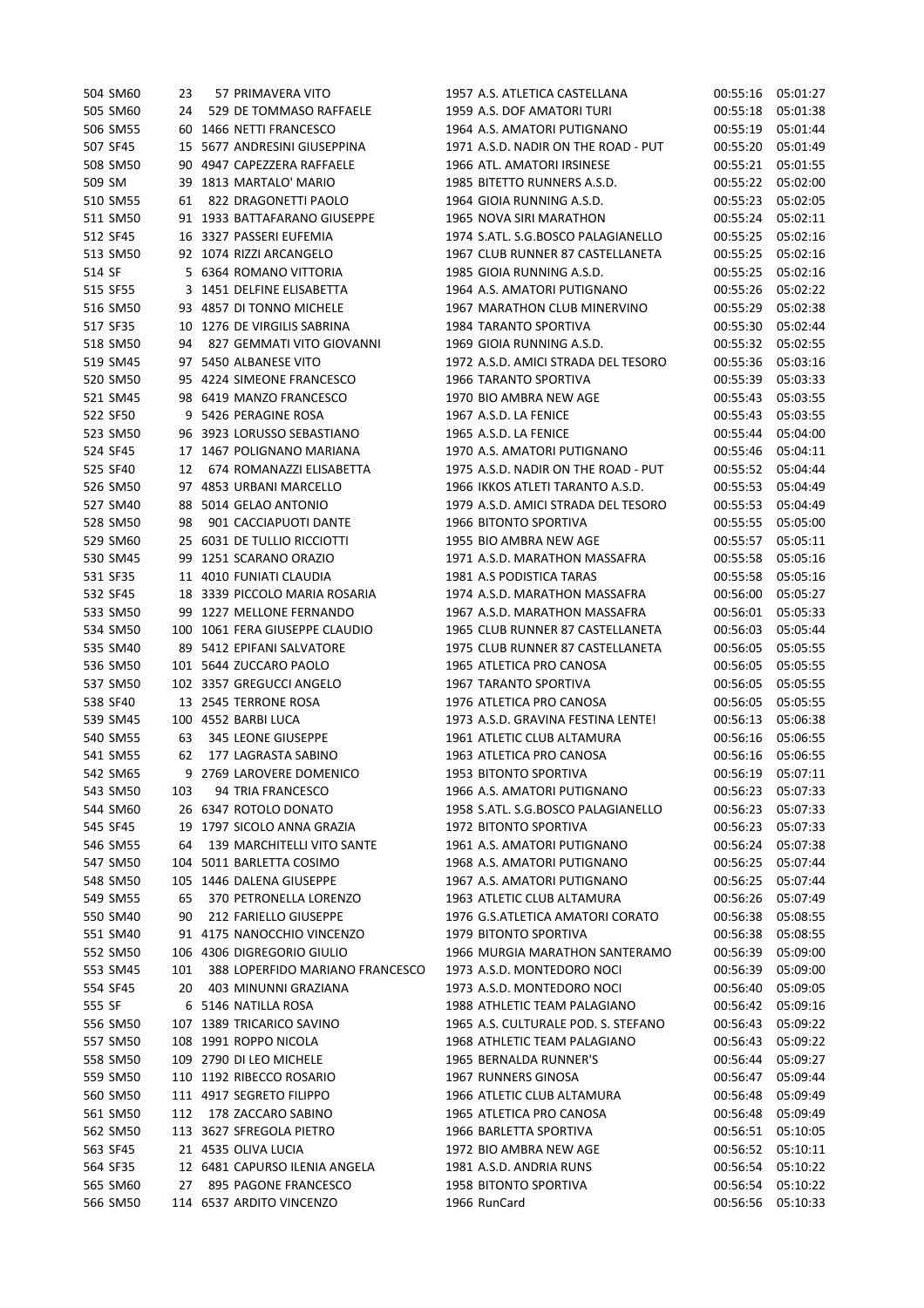| | | | | | | | | |
|---|---|---|---|---|---|---|---|---|
| 504 | SM60 | 23 | 57 | PRIMAVERA VITO | 1957 | A.S. ATLETICA CASTELLANA | 00:55:16 | 05:01:27 |
| 505 | SM60 | 24 | 529 | DE TOMMASO RAFFAELE | 1959 | A.S. DOF AMATORI TURI | 00:55:18 | 05:01:38 |
| 506 | SM55 | 60 | 1466 | NETTI FRANCESCO | 1964 | A.S. AMATORI PUTIGNANO | 00:55:19 | 05:01:44 |
| 507 | SF45 | 15 | 5677 | ANDRESINI GIUSEPPINA | 1971 | A.S.D. NADIR ON THE ROAD - PUT | 00:55:20 | 05:01:49 |
| 508 | SM50 | 90 | 4947 | CAPEZZERA RAFFAELE | 1966 | ATL. AMATORI IRSINESE | 00:55:21 | 05:01:55 |
| 509 | SM | 39 | 1813 | MARTALO' MARIO | 1985 | BITETTO RUNNERS A.S.D. | 00:55:22 | 05:02:00 |
| 510 | SM55 | 61 | 822 | DRAGONETTI PAOLO | 1964 | GIOIA RUNNING A.S.D. | 00:55:23 | 05:02:05 |
| 511 | SM50 | 91 | 1933 | BATTAFARANO GIUSEPPE | 1965 | NOVA SIRI MARATHON | 00:55:24 | 05:02:11 |
| 512 | SF45 | 16 | 3327 | PASSERI EUFEMIA | 1974 | S.ATL. S.G.BOSCO PALAGIANELLO | 00:55:25 | 05:02:16 |
| 513 | SM50 | 92 | 1074 | RIZZI ARCANGELO | 1967 | CLUB RUNNER 87 CASTELLANETA | 00:55:25 | 05:02:16 |
| 514 | SF | 5 | 6364 | ROMANO VITTORIA | 1985 | GIOIA RUNNING A.S.D. | 00:55:25 | 05:02:16 |
| 515 | SF55 | 3 | 1451 | DELFINE ELISABETTA | 1964 | A.S. AMATORI PUTIGNANO | 00:55:26 | 05:02:22 |
| 516 | SM50 | 93 | 4857 | DI TONNO MICHELE | 1967 | MARATHON CLUB MINERVINO | 00:55:29 | 05:02:38 |
| 517 | SF35 | 10 | 1276 | DE VIRGILIS SABRINA | 1984 | TARANTO SPORTIVA | 00:55:30 | 05:02:44 |
| 518 | SM50 | 94 | 827 | GEMMATI VITO GIOVANNI | 1969 | GIOIA RUNNING A.S.D. | 00:55:32 | 05:02:55 |
| 519 | SM45 | 97 | 5450 | ALBANESE VITO | 1972 | A.S.D. AMICI STRADA DEL TESORO | 00:55:36 | 05:03:16 |
| 520 | SM50 | 95 | 4224 | SIMEONE FRANCESCO | 1966 | TARANTO SPORTIVA | 00:55:39 | 05:03:33 |
| 521 | SM45 | 98 | 6419 | MANZO FRANCESCO | 1970 | BIO AMBRA NEW AGE | 00:55:43 | 05:03:55 |
| 522 | SF50 | 9 | 5426 | PERAGINE ROSA | 1967 | A.S.D. LA FENICE | 00:55:43 | 05:03:55 |
| 523 | SM50 | 96 | 3923 | LORUSSO SEBASTIANO | 1965 | A.S.D. LA FENICE | 00:55:44 | 05:04:00 |
| 524 | SF45 | 17 | 1467 | POLIGNANO MARIANA | 1970 | A.S. AMATORI PUTIGNANO | 00:55:46 | 05:04:11 |
| 525 | SF40 | 12 | 674 | ROMANAZZI ELISABETTA | 1975 | A.S.D. NADIR ON THE ROAD - PUT | 00:55:52 | 05:04:44 |
| 526 | SM50 | 97 | 4853 | URBANI MARCELLO | 1966 | IKKOS ATLETI TARANTO A.S.D. | 00:55:53 | 05:04:49 |
| 527 | SM40 | 88 | 5014 | GELAO ANTONIO | 1979 | A.S.D. AMICI STRADA DEL TESORO | 00:55:53 | 05:04:49 |
| 528 | SM50 | 98 | 901 | CACCIAPUOTI DANTE | 1966 | BITONTO SPORTIVA | 00:55:55 | 05:05:00 |
| 529 | SM60 | 25 | 6031 | DE TULLIO RICCIOTTI | 1955 | BIO AMBRA NEW AGE | 00:55:57 | 05:05:11 |
| 530 | SM45 | 99 | 1251 | SCARANO ORAZIO | 1971 | A.S.D. MARATHON MASSAFRA | 00:55:58 | 05:05:16 |
| 531 | SF35 | 11 | 4010 | FUNIATI CLAUDIA | 1981 | A.S PODISTICA TARAS | 00:55:58 | 05:05:16 |
| 532 | SF45 | 18 | 3339 | PICCOLO MARIA ROSARIA | 1974 | A.S.D. MARATHON MASSAFRA | 00:56:00 | 05:05:27 |
| 533 | SM50 | 99 | 1227 | MELLONE FERNANDO | 1967 | A.S.D. MARATHON MASSAFRA | 00:56:01 | 05:05:33 |
| 534 | SM50 | 100 | 1061 | FERA GIUSEPPE CLAUDIO | 1965 | CLUB RUNNER 87 CASTELLANETA | 00:56:03 | 05:05:44 |
| 535 | SM40 | 89 | 5412 | EPIFANI SALVATORE | 1975 | CLUB RUNNER 87 CASTELLANETA | 00:56:05 | 05:05:55 |
| 536 | SM50 | 101 | 5644 | ZUCCARO PAOLO | 1965 | ATLETICA PRO CANOSA | 00:56:05 | 05:05:55 |
| 537 | SM50 | 102 | 3357 | GREGUCCI ANGELO | 1967 | TARANTO SPORTIVA | 00:56:05 | 05:05:55 |
| 538 | SF40 | 13 | 2545 | TERRONE ROSA | 1976 | ATLETICA PRO CANOSA | 00:56:05 | 05:05:55 |
| 539 | SM45 | 100 | 4552 | BARBI LUCA | 1973 | A.S.D. GRAVINA FESTINA LENTE! | 00:56:13 | 05:06:38 |
| 540 | SM55 | 63 | 345 | LEONE GIUSEPPE | 1961 | ATLETIC CLUB ALTAMURA | 00:56:16 | 05:06:55 |
| 541 | SM55 | 62 | 177 | LAGRASTA SABINO | 1963 | ATLETICA PRO CANOSA | 00:56:16 | 05:06:55 |
| 542 | SM65 | 9 | 2769 | LAROVERE DOMENICO | 1953 | BITONTO SPORTIVA | 00:56:19 | 05:07:11 |
| 543 | SM50 | 103 | 94 | TRIA FRANCESCO | 1966 | A.S. AMATORI PUTIGNANO | 00:56:23 | 05:07:33 |
| 544 | SM60 | 26 | 6347 | ROTOLO DONATO | 1958 | S.ATL. S.G.BOSCO PALAGIANELLO | 00:56:23 | 05:07:33 |
| 545 | SF45 | 19 | 1797 | SICOLO ANNA GRAZIA | 1972 | BITONTO SPORTIVA | 00:56:23 | 05:07:33 |
| 546 | SM55 | 64 | 139 | MARCHITELLI VITO SANTE | 1961 | A.S. AMATORI PUTIGNANO | 00:56:24 | 05:07:38 |
| 547 | SM50 | 104 | 5011 | BARLETTA COSIMO | 1968 | A.S. AMATORI PUTIGNANO | 00:56:25 | 05:07:44 |
| 548 | SM50 | 105 | 1446 | DALENA GIUSEPPE | 1967 | A.S. AMATORI PUTIGNANO | 00:56:25 | 05:07:44 |
| 549 | SM55 | 65 | 370 | PETRONELLA LORENZO | 1963 | ATLETIC CLUB ALTAMURA | 00:56:26 | 05:07:49 |
| 550 | SM40 | 90 | 212 | FARIELLO GIUSEPPE | 1976 | G.S.ATLETICA AMATORI CORATO | 00:56:38 | 05:08:55 |
| 551 | SM40 | 91 | 4175 | NANOCCHIO VINCENZO | 1979 | BITONTO SPORTIVA | 00:56:38 | 05:08:55 |
| 552 | SM50 | 106 | 4306 | DIGREGORIO GIULIO | 1966 | MURGIA MARATHON SANTERAMO | 00:56:39 | 05:09:00 |
| 553 | SM45 | 101 | 388 | LOPERFIDO MARIANO FRANCESCO | 1973 | A.S.D. MONTEDORO NOCI | 00:56:39 | 05:09:00 |
| 554 | SF45 | 20 | 403 | MINUNNI GRAZIANA | 1973 | A.S.D. MONTEDORO NOCI | 00:56:40 | 05:09:05 |
| 555 | SF | 6 | 5146 | NATILLA ROSA | 1988 | ATHLETIC TEAM PALAGIANO | 00:56:42 | 05:09:16 |
| 556 | SM50 | 107 | 1389 | TRICARICO SAVINO | 1965 | A.S. CULTURALE POD. S. STEFANO | 00:56:43 | 05:09:22 |
| 557 | SM50 | 108 | 1991 | ROPPO NICOLA | 1968 | ATHLETIC TEAM PALAGIANO | 00:56:43 | 05:09:22 |
| 558 | SM50 | 109 | 2790 | DI LEO MICHELE | 1965 | BERNALDA RUNNER'S | 00:56:44 | 05:09:27 |
| 559 | SM50 | 110 | 1192 | RIBECCO ROSARIO | 1967 | RUNNERS GINOSA | 00:56:47 | 05:09:44 |
| 560 | SM50 | 111 | 4917 | SEGRETO FILIPPO | 1966 | ATLETIC CLUB ALTAMURA | 00:56:48 | 05:09:49 |
| 561 | SM50 | 112 | 178 | ZACCARO SABINO | 1965 | ATLETICA PRO CANOSA | 00:56:48 | 05:09:49 |
| 562 | SM50 | 113 | 3627 | SFREGOLA PIETRO | 1966 | BARLETTA SPORTIVA | 00:56:51 | 05:10:05 |
| 563 | SF45 | 21 | 4535 | OLIVA LUCIA | 1972 | BIO AMBRA NEW AGE | 00:56:52 | 05:10:11 |
| 564 | SF35 | 12 | 6481 | CAPURSO ILENIA ANGELA | 1981 | A.S.D. ANDRIA RUNS | 00:56:54 | 05:10:22 |
| 565 | SM60 | 27 | 895 | PAGONE FRANCESCO | 1958 | BITONTO SPORTIVA | 00:56:54 | 05:10:22 |
| 566 | SM50 | 114 | 6537 | ARDITO VINCENZO | 1966 | RunCard | 00:56:56 | 05:10:33 |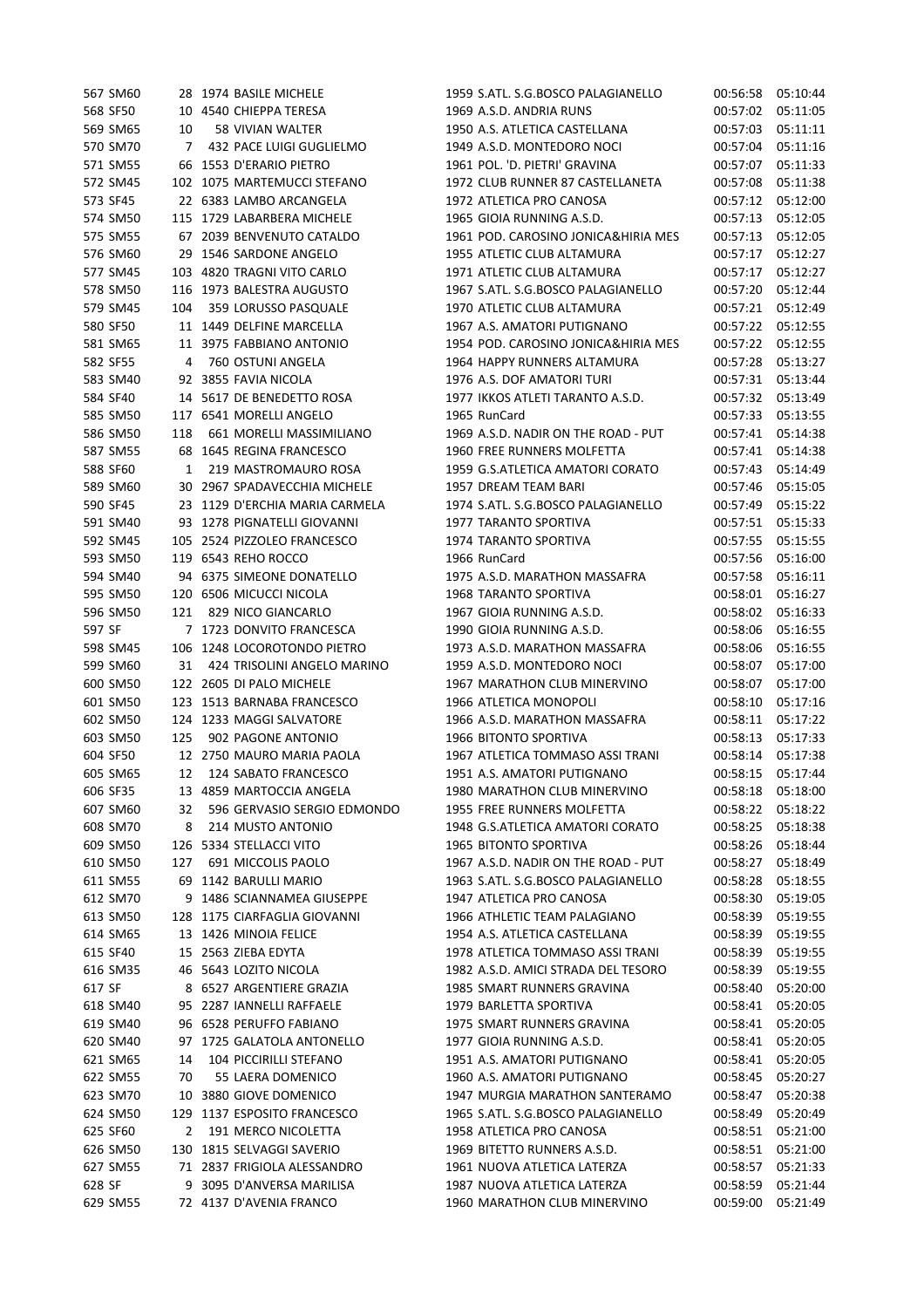| | | | | | | | | |
|---|---|---|---|---|---|---|---|---|
| 567 | SM60 | 28 | 1974 | BASILE MICHELE | 1959 | S.ATL. S.G.BOSCO PALAGIANELLO | 00:56:58 | 05:10:44 |
| 568 | SF50 | 10 | 4540 | CHIEPPA TERESA | 1969 | A.S.D. ANDRIA RUNS | 00:57:02 | 05:11:05 |
| 569 | SM65 | 10 | 58 | VIVIAN WALTER | 1950 | A.S. ATLETICA CASTELLANA | 00:57:03 | 05:11:11 |
| 570 | SM70 | 7 | 432 | PACE LUIGI GUGLIELMO | 1949 | A.S.D. MONTEDORO NOCI | 00:57:04 | 05:11:16 |
| 571 | SM55 | 66 | 1553 | D'ERARIO PIETRO | 1961 | POL. 'D. PIETRI' GRAVINA | 00:57:07 | 05:11:33 |
| 572 | SM45 | 102 | 1075 | MARTEMUCCI STEFANO | 1972 | CLUB RUNNER 87 CASTELLANETA | 00:57:08 | 05:11:38 |
| 573 | SF45 | 22 | 6383 | LAMBO ARCANGELA | 1972 | ATLETICA PRO CANOSA | 00:57:12 | 05:12:00 |
| 574 | SM50 | 115 | 1729 | LABARBERA MICHELE | 1965 | GIOIA RUNNING A.S.D. | 00:57:13 | 05:12:05 |
| 575 | SM55 | 67 | 2039 | BENVENUTO CATALDO | 1961 | POD. CAROSINO JONICA&HIRIA MES | 00:57:13 | 05:12:05 |
| 576 | SM60 | 29 | 1546 | SARDONE ANGELO | 1955 | ATLETIC CLUB ALTAMURA | 00:57:17 | 05:12:27 |
| 577 | SM45 | 103 | 4820 | TRAGNI VITO CARLO | 1971 | ATLETIC CLUB ALTAMURA | 00:57:17 | 05:12:27 |
| 578 | SM50 | 116 | 1973 | BALESTRA AUGUSTO | 1967 | S.ATL. S.G.BOSCO PALAGIANELLO | 00:57:20 | 05:12:44 |
| 579 | SM45 | 104 | 359 | LORUSSO PASQUALE | 1970 | ATLETIC CLUB ALTAMURA | 00:57:21 | 05:12:49 |
| 580 | SF50 | 11 | 1449 | DELFINE MARCELLA | 1967 | A.S. AMATORI PUTIGNANO | 00:57:22 | 05:12:55 |
| 581 | SM65 | 11 | 3975 | FABBIANO ANTONIO | 1954 | POD. CAROSINO JONICA&HIRIA MES | 00:57:22 | 05:12:55 |
| 582 | SF55 | 4 | 760 | OSTUNI ANGELA | 1964 | HAPPY RUNNERS ALTAMURA | 00:57:28 | 05:13:27 |
| 583 | SM40 | 92 | 3855 | FAVIA NICOLA | 1976 | A.S. DOF AMATORI TURI | 00:57:31 | 05:13:44 |
| 584 | SF40 | 14 | 5617 | DE BENEDETTO ROSA | 1977 | IKKOS ATLETI TARANTO A.S.D. | 00:57:32 | 05:13:49 |
| 585 | SM50 | 117 | 6541 | MORELLI ANGELO | 1965 | RunCard | 00:57:33 | 05:13:55 |
| 586 | SM50 | 118 | 661 | MORELLI MASSIMILIANO | 1969 | A.S.D. NADIR ON THE ROAD - PUT | 00:57:41 | 05:14:38 |
| 587 | SM55 | 68 | 1645 | REGINA FRANCESCO | 1960 | FREE RUNNERS MOLFETTA | 00:57:41 | 05:14:38 |
| 588 | SF60 | 1 | 219 | MASTROMAURO ROSA | 1959 | G.S.ATLETICA AMATORI CORATO | 00:57:43 | 05:14:49 |
| 589 | SM60 | 30 | 2967 | SPADAVECCHIA MICHELE | 1957 | DREAM TEAM BARI | 00:57:46 | 05:15:05 |
| 590 | SF45 | 23 | 1129 | D'ERCHIA MARIA CARMELA | 1974 | S.ATL. S.G.BOSCO PALAGIANELLO | 00:57:49 | 05:15:22 |
| 591 | SM40 | 93 | 1278 | PIGNATELLI GIOVANNI | 1977 | TARANTO SPORTIVA | 00:57:51 | 05:15:33 |
| 592 | SM45 | 105 | 2524 | PIZZOLEO FRANCESCO | 1974 | TARANTO SPORTIVA | 00:57:55 | 05:15:55 |
| 593 | SM50 | 119 | 6543 | REHO ROCCO | 1966 | RunCard | 00:57:56 | 05:16:00 |
| 594 | SM40 | 94 | 6375 | SIMEONE DONATELLO | 1975 | A.S.D. MARATHON MASSAFRA | 00:57:58 | 05:16:11 |
| 595 | SM50 | 120 | 6506 | MICUCCI NICOLA | 1968 | TARANTO SPORTIVA | 00:58:01 | 05:16:27 |
| 596 | SM50 | 121 | 829 | NICO GIANCARLO | 1967 | GIOIA RUNNING A.S.D. | 00:58:02 | 05:16:33 |
| 597 | SF | 7 | 1723 | DONVITO FRANCESCA | 1990 | GIOIA RUNNING A.S.D. | 00:58:06 | 05:16:55 |
| 598 | SM45 | 106 | 1248 | LOCOROTONDO PIETRO | 1973 | A.S.D. MARATHON MASSAFRA | 00:58:06 | 05:16:55 |
| 599 | SM60 | 31 | 424 | TRISOLINI ANGELO MARINO | 1959 | A.S.D. MONTEDORO NOCI | 00:58:07 | 05:17:00 |
| 600 | SM50 | 122 | 2605 | DI PALO MICHELE | 1967 | MARATHON CLUB MINERVINO | 00:58:07 | 05:17:00 |
| 601 | SM50 | 123 | 1513 | BARNABA FRANCESCO | 1966 | ATLETICA MONOPOLI | 00:58:10 | 05:17:16 |
| 602 | SM50 | 124 | 1233 | MAGGI SALVATORE | 1966 | A.S.D. MARATHON MASSAFRA | 00:58:11 | 05:17:22 |
| 603 | SM50 | 125 | 902 | PAGONE ANTONIO | 1966 | BITONTO SPORTIVA | 00:58:13 | 05:17:33 |
| 604 | SF50 | 12 | 2750 | MAURO MARIA PAOLA | 1967 | ATLETICA TOMMASO ASSI TRANI | 00:58:14 | 05:17:38 |
| 605 | SM65 | 12 | 124 | SABATO FRANCESCO | 1951 | A.S. AMATORI PUTIGNANO | 00:58:15 | 05:17:44 |
| 606 | SF35 | 13 | 4859 | MARTOCCIA ANGELA | 1980 | MARATHON CLUB MINERVINO | 00:58:18 | 05:18:00 |
| 607 | SM60 | 32 | 596 | GERVASIO SERGIO EDMONDO | 1955 | FREE RUNNERS MOLFETTA | 00:58:22 | 05:18:22 |
| 608 | SM70 | 8 | 214 | MUSTO ANTONIO | 1948 | G.S.ATLETICA AMATORI CORATO | 00:58:25 | 05:18:38 |
| 609 | SM50 | 126 | 5334 | STELLACCI VITO | 1965 | BITONTO SPORTIVA | 00:58:26 | 05:18:44 |
| 610 | SM50 | 127 | 691 | MICCOLIS PAOLO | 1967 | A.S.D. NADIR ON THE ROAD - PUT | 00:58:27 | 05:18:49 |
| 611 | SM55 | 69 | 1142 | BARULLI MARIO | 1963 | S.ATL. S.G.BOSCO PALAGIANELLO | 00:58:28 | 05:18:55 |
| 612 | SM70 | 9 | 1486 | SCIANNAMEA GIUSEPPE | 1947 | ATLETICA PRO CANOSA | 00:58:30 | 05:19:05 |
| 613 | SM50 | 128 | 1175 | CIARFAGLIA GIOVANNI | 1966 | ATHLETIC TEAM PALAGIANO | 00:58:39 | 05:19:55 |
| 614 | SM65 | 13 | 1426 | MINOIA FELICE | 1954 | A.S. ATLETICA CASTELLANA | 00:58:39 | 05:19:55 |
| 615 | SF40 | 15 | 2563 | ZIEBA EDYTA | 1978 | ATLETICA TOMMASO ASSI TRANI | 00:58:39 | 05:19:55 |
| 616 | SM35 | 46 | 5643 | LOZITO NICOLA | 1982 | A.S.D. AMICI STRADA DEL TESORO | 00:58:39 | 05:19:55 |
| 617 | SF | 8 | 6527 | ARGENTIERE GRAZIA | 1985 | SMART RUNNERS GRAVINA | 00:58:40 | 05:20:00 |
| 618 | SM40 | 95 | 2287 | IANNELLI RAFFAELE | 1979 | BARLETTA SPORTIVA | 00:58:41 | 05:20:05 |
| 619 | SM40 | 96 | 6528 | PERUFFO FABIANO | 1975 | SMART RUNNERS GRAVINA | 00:58:41 | 05:20:05 |
| 620 | SM40 | 97 | 1725 | GALATOLA ANTONELLO | 1977 | GIOIA RUNNING A.S.D. | 00:58:41 | 05:20:05 |
| 621 | SM65 | 14 | 104 | PICCIRILLI STEFANO | 1951 | A.S. AMATORI PUTIGNANO | 00:58:41 | 05:20:05 |
| 622 | SM55 | 70 | 55 | LAERA DOMENICO | 1960 | A.S. AMATORI PUTIGNANO | 00:58:45 | 05:20:27 |
| 623 | SM70 | 10 | 3880 | GIOVE DOMENICO | 1947 | MURGIA MARATHON SANTERAMO | 00:58:47 | 05:20:38 |
| 624 | SM50 | 129 | 1137 | ESPOSITO FRANCESCO | 1965 | S.ATL. S.G.BOSCO PALAGIANELLO | 00:58:49 | 05:20:49 |
| 625 | SF60 | 2 | 191 | MERCO NICOLETTA | 1958 | ATLETICA PRO CANOSA | 00:58:51 | 05:21:00 |
| 626 | SM50 | 130 | 1815 | SELVAGGI SAVERIO | 1969 | BITETTO RUNNERS A.S.D. | 00:58:51 | 05:21:00 |
| 627 | SM55 | 71 | 2837 | FRIGIOLA ALESSANDRO | 1961 | NUOVA ATLETICA LATERZA | 00:58:57 | 05:21:33 |
| 628 | SF | 9 | 3095 | D'ANVERSA MARILISA | 1987 | NUOVA ATLETICA LATERZA | 00:58:59 | 05:21:44 |
| 629 | SM55 | 72 | 4137 | D'AVENIA FRANCO | 1960 | MARATHON CLUB MINERVINO | 00:59:00 | 05:21:49 |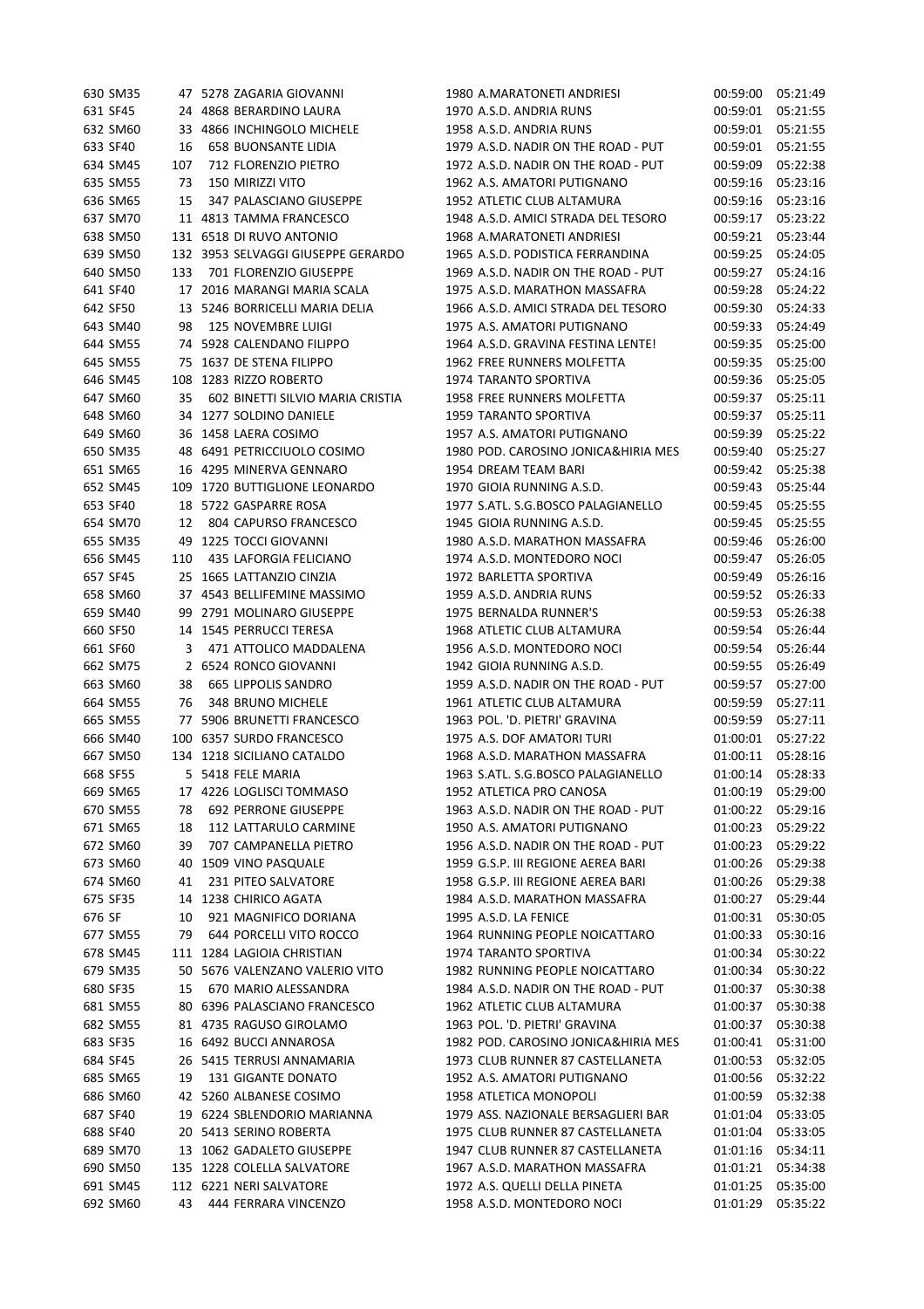| | | | | | | | | |
|---|---|---|---|---|---|---|---|---|
| 630 | SM35 | 47 | 5278 | ZAGARIA GIOVANNI | 1980 | A.MARATONETI ANDRIESI | 00:59:00 | 05:21:49 |
| 631 | SF45 | 24 | 4868 | BERARDINO LAURA | 1970 | A.S.D. ANDRIA RUNS | 00:59:01 | 05:21:55 |
| 632 | SM60 | 33 | 4866 | INCHINGOLO MICHELE | 1958 | A.S.D. ANDRIA RUNS | 00:59:01 | 05:21:55 |
| 633 | SF40 | 16 | 658 | BUONSANTE LIDIA | 1979 | A.S.D. NADIR ON THE ROAD - PUT | 00:59:01 | 05:21:55 |
| 634 | SM45 | 107 | 712 | FLORENZIO PIETRO | 1972 | A.S.D. NADIR ON THE ROAD - PUT | 00:59:09 | 05:22:38 |
| 635 | SM55 | 73 | 150 | MIRIZZI VITO | 1962 | A.S. AMATORI PUTIGNANO | 00:59:16 | 05:23:16 |
| 636 | SM65 | 15 | 347 | PALASCIANO GIUSEPPE | 1952 | ATLETIC CLUB ALTAMURA | 00:59:16 | 05:23:16 |
| 637 | SM70 | 11 | 4813 | TAMMA FRANCESCO | 1948 | A.S.D. AMICI STRADA DEL TESORO | 00:59:17 | 05:23:22 |
| 638 | SM50 | 131 | 6518 | DI RUVO ANTONIO | 1968 | A.MARATONETI ANDRIESI | 00:59:21 | 05:23:44 |
| 639 | SM50 | 132 | 3953 | SELVAGGI GIUSEPPE GERARDO | 1965 | A.S.D. PODISTICA FERRANDINA | 00:59:25 | 05:24:05 |
| 640 | SM50 | 133 | 701 | FLORENZIO GIUSEPPE | 1969 | A.S.D. NADIR ON THE ROAD - PUT | 00:59:27 | 05:24:16 |
| 641 | SF40 | 17 | 2016 | MARANGI MARIA SCALA | 1975 | A.S.D. MARATHON MASSAFRA | 00:59:28 | 05:24:22 |
| 642 | SF50 | 13 | 5246 | BORRICELLI MARIA DELIA | 1966 | A.S.D. AMICI STRADA DEL TESORO | 00:59:30 | 05:24:33 |
| 643 | SM40 | 98 | 125 | NOVEMBRE LUIGI | 1975 | A.S. AMATORI PUTIGNANO | 00:59:33 | 05:24:49 |
| 644 | SM55 | 74 | 5928 | CALENDANO FILIPPO | 1964 | A.S.D. GRAVINA FESTINA LENTE! | 00:59:35 | 05:25:00 |
| 645 | SM55 | 75 | 1637 | DE STENA FILIPPO | 1962 | FREE RUNNERS MOLFETTA | 00:59:35 | 05:25:00 |
| 646 | SM45 | 108 | 1283 | RIZZO ROBERTO | 1974 | TARANTO SPORTIVA | 00:59:36 | 05:25:05 |
| 647 | SM60 | 35 | 602 | BINETTI SILVIO MARIA CRISTIA | 1958 | FREE RUNNERS MOLFETTA | 00:59:37 | 05:25:11 |
| 648 | SM60 | 34 | 1277 | SOLDINO DANIELE | 1959 | TARANTO SPORTIVA | 00:59:37 | 05:25:11 |
| 649 | SM60 | 36 | 1458 | LAERA COSIMO | 1957 | A.S. AMATORI PUTIGNANO | 00:59:39 | 05:25:22 |
| 650 | SM35 | 48 | 6491 | PETRICCIUOLO COSIMO | 1980 | POD. CAROSINO JONICA&HIRIA MES | 00:59:40 | 05:25:27 |
| 651 | SM65 | 16 | 4295 | MINERVA GENNARO | 1954 | DREAM TEAM BARI | 00:59:42 | 05:25:38 |
| 652 | SM45 | 109 | 1720 | BUTTIGLIONE LEONARDO | 1970 | GIOIA RUNNING A.S.D. | 00:59:43 | 05:25:44 |
| 653 | SF40 | 18 | 5722 | GASPARRE ROSA | 1977 | S.ATL. S.G.BOSCO PALAGIANELLO | 00:59:45 | 05:25:55 |
| 654 | SM70 | 12 | 804 | CAPURSO FRANCESCO | 1945 | GIOIA RUNNING A.S.D. | 00:59:45 | 05:25:55 |
| 655 | SM35 | 49 | 1225 | TOCCI GIOVANNI | 1980 | A.S.D. MARATHON MASSAFRA | 00:59:46 | 05:26:00 |
| 656 | SM45 | 110 | 435 | LAFORGIA FELICIANO | 1974 | A.S.D. MONTEDORO NOCI | 00:59:47 | 05:26:05 |
| 657 | SF45 | 25 | 1665 | LATTANZIO CINZIA | 1972 | BARLETTA SPORTIVA | 00:59:49 | 05:26:16 |
| 658 | SM60 | 37 | 4543 | BELLIFEMINE MASSIMO | 1959 | A.S.D. ANDRIA RUNS | 00:59:52 | 05:26:33 |
| 659 | SM40 | 99 | 2791 | MOLINARO GIUSEPPE | 1975 | BERNALDA RUNNER'S | 00:59:53 | 05:26:38 |
| 660 | SF50 | 14 | 1545 | PERRUCCI TERESA | 1968 | ATLETIC CLUB ALTAMURA | 00:59:54 | 05:26:44 |
| 661 | SF60 | 3 | 471 | ATTOLICO MADDALENA | 1956 | A.S.D. MONTEDORO NOCI | 00:59:54 | 05:26:44 |
| 662 | SM75 | 2 | 6524 | RONCO GIOVANNI | 1942 | GIOIA RUNNING A.S.D. | 00:59:55 | 05:26:49 |
| 663 | SM60 | 38 | 665 | LIPPOLIS SANDRO | 1959 | A.S.D. NADIR ON THE ROAD - PUT | 00:59:57 | 05:27:00 |
| 664 | SM55 | 76 | 348 | BRUNO MICHELE | 1961 | ATLETIC CLUB ALTAMURA | 00:59:59 | 05:27:11 |
| 665 | SM55 | 77 | 5906 | BRUNETTI FRANCESCO | 1963 | POL. 'D. PIETRI' GRAVINA | 00:59:59 | 05:27:11 |
| 666 | SM40 | 100 | 6357 | SURDO FRANCESCO | 1975 | A.S. DOF AMATORI TURI | 01:00:01 | 05:27:22 |
| 667 | SM50 | 134 | 1218 | SICILIANO CATALDO | 1968 | A.S.D. MARATHON MASSAFRA | 01:00:11 | 05:28:16 |
| 668 | SF55 | 5 | 5418 | FELE MARIA | 1963 | S.ATL. S.G.BOSCO PALAGIANELLO | 01:00:14 | 05:28:33 |
| 669 | SM65 | 17 | 4226 | LOGLISCI TOMMASO | 1952 | ATLETICA PRO CANOSA | 01:00:19 | 05:29:00 |
| 670 | SM55 | 78 | 692 | PERRONE GIUSEPPE | 1963 | A.S.D. NADIR ON THE ROAD - PUT | 01:00:22 | 05:29:16 |
| 671 | SM65 | 18 | 112 | LATTARULO CARMINE | 1950 | A.S. AMATORI PUTIGNANO | 01:00:23 | 05:29:22 |
| 672 | SM60 | 39 | 707 | CAMPANELLA PIETRO | 1956 | A.S.D. NADIR ON THE ROAD - PUT | 01:00:23 | 05:29:22 |
| 673 | SM60 | 40 | 1509 | VINO PASQUALE | 1959 | G.S.P. III REGIONE AEREA BARI | 01:00:26 | 05:29:38 |
| 674 | SM60 | 41 | 231 | PITEO SALVATORE | 1958 | G.S.P. III REGIONE AEREA BARI | 01:00:26 | 05:29:38 |
| 675 | SF35 | 14 | 1238 | CHIRICO AGATA | 1984 | A.S.D. MARATHON MASSAFRA | 01:00:27 | 05:29:44 |
| 676 | SF | 10 | 921 | MAGNIFICO DORIANA | 1995 | A.S.D. LA FENICE | 01:00:31 | 05:30:05 |
| 677 | SM55 | 79 | 644 | PORCELLI VITO ROCCO | 1964 | RUNNING PEOPLE NOICATTARO | 01:00:33 | 05:30:16 |
| 678 | SM45 | 111 | 1284 | LAGIOIA CHRISTIAN | 1974 | TARANTO SPORTIVA | 01:00:34 | 05:30:22 |
| 679 | SM35 | 50 | 5676 | VALENZANO VALERIO VITO | 1982 | RUNNING PEOPLE NOICATTARO | 01:00:34 | 05:30:22 |
| 680 | SF35 | 15 | 670 | MARIO ALESSANDRA | 1984 | A.S.D. NADIR ON THE ROAD - PUT | 01:00:37 | 05:30:38 |
| 681 | SM55 | 80 | 6396 | PALASCIANO FRANCESCO | 1962 | ATLETIC CLUB ALTAMURA | 01:00:37 | 05:30:38 |
| 682 | SM55 | 81 | 4735 | RAGUSO GIROLAMO | 1963 | POL. 'D. PIETRI' GRAVINA | 01:00:37 | 05:30:38 |
| 683 | SF35 | 16 | 6492 | BUCCI ANNAROSA | 1982 | POD. CAROSINO JONICA&HIRIA MES | 01:00:41 | 05:31:00 |
| 684 | SF45 | 26 | 5415 | TERRUSI ANNAMARIA | 1973 | CLUB RUNNER 87 CASTELLANETA | 01:00:53 | 05:32:05 |
| 685 | SM65 | 19 | 131 | GIGANTE DONATO | 1952 | A.S. AMATORI PUTIGNANO | 01:00:56 | 05:32:22 |
| 686 | SM60 | 42 | 5260 | ALBANESE COSIMO | 1958 | ATLETICA MONOPOLI | 01:00:59 | 05:32:38 |
| 687 | SF40 | 19 | 6224 | SBLENDORIO MARIANNA | 1979 | ASS. NAZIONALE BERSAGLIERI BAR | 01:01:04 | 05:33:05 |
| 688 | SF40 | 20 | 5413 | SERINO ROBERTA | 1975 | CLUB RUNNER 87 CASTELLANETA | 01:01:04 | 05:33:05 |
| 689 | SM70 | 13 | 1062 | GADALETO GIUSEPPE | 1947 | CLUB RUNNER 87 CASTELLANETA | 01:01:16 | 05:34:11 |
| 690 | SM50 | 135 | 1228 | COLELLA SALVATORE | 1967 | A.S.D. MARATHON MASSAFRA | 01:01:21 | 05:34:38 |
| 691 | SM45 | 112 | 6221 | NERI SALVATORE | 1972 | A.S. QUELLI DELLA PINETA | 01:01:25 | 05:35:00 |
| 692 | SM60 | 43 | 444 | FERRARA VINCENZO | 1958 | A.S.D. MONTEDORO NOCI | 01:01:29 | 05:35:22 |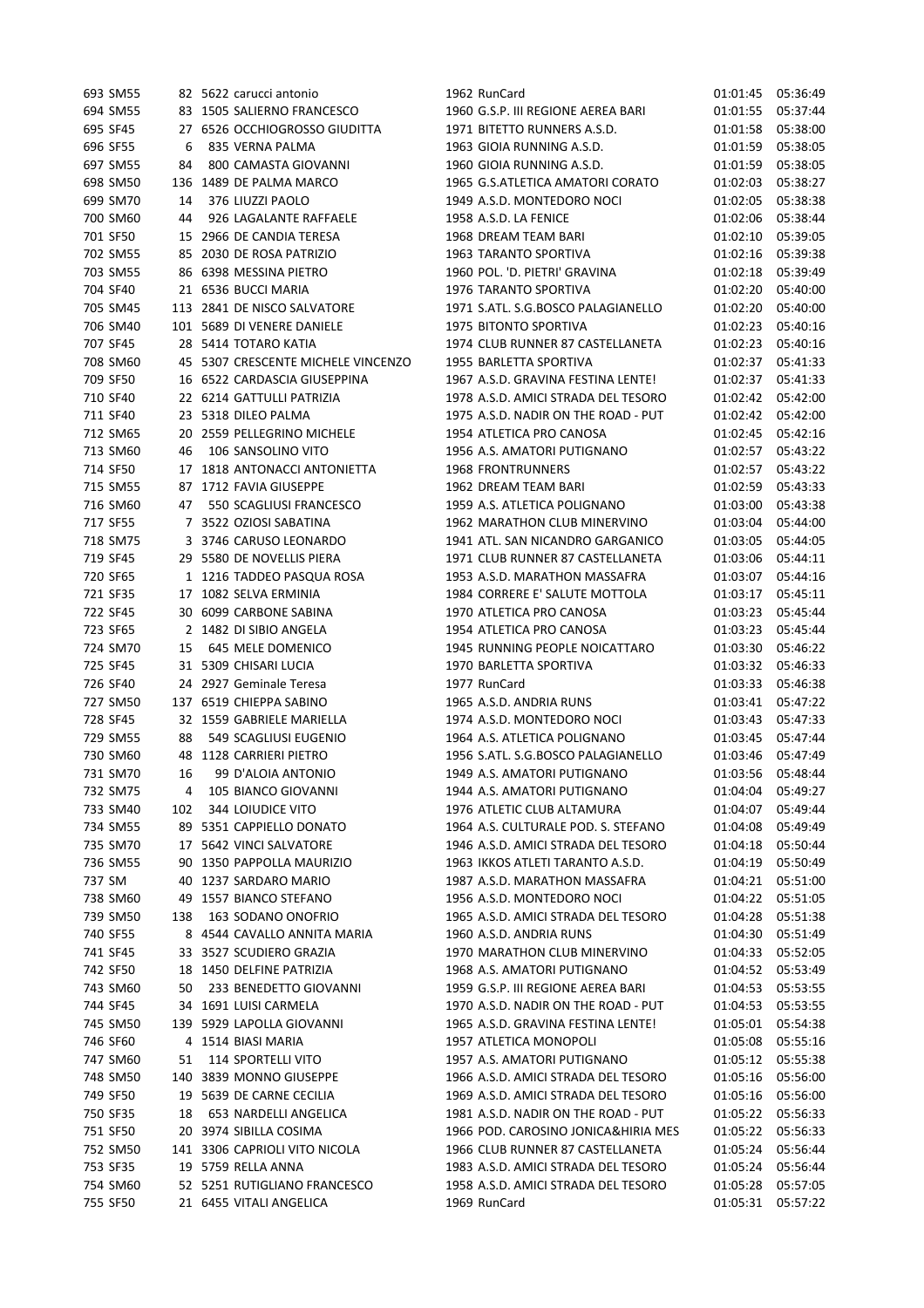| | | | | | | | | |
|---|---|---|---|---|---|---|---|---|
| 693 | SM55 | 82 | 5622 | carucci antonio | 1962 | RunCard | 01:01:45 | 05:36:49 |
| 694 | SM55 | 83 | 1505 | SALIERNO FRANCESCO | 1960 | G.S.P. III REGIONE AEREA BARI | 01:01:55 | 05:37:44 |
| 695 | SF45 | 27 | 6526 | OCCHIOGROSSO GIUDITTA | 1971 | BITETTO RUNNERS A.S.D. | 01:01:58 | 05:38:00 |
| 696 | SF55 | 6 | 835 | VERNA PALMA | 1963 | GIOIA RUNNING A.S.D. | 01:01:59 | 05:38:05 |
| 697 | SM55 | 84 | 800 | CAMASTA GIOVANNI | 1960 | GIOIA RUNNING A.S.D. | 01:01:59 | 05:38:05 |
| 698 | SM50 | 136 | 1489 | DE PALMA MARCO | 1965 | G.S.ATLETICA AMATORI CORATO | 01:02:03 | 05:38:27 |
| 699 | SM70 | 14 | 376 | LIUZZI PAOLO | 1949 | A.S.D. MONTEDORO NOCI | 01:02:05 | 05:38:38 |
| 700 | SM60 | 44 | 926 | LAGALANTE RAFFAELE | 1958 | A.S.D. LA FENICE | 01:02:06 | 05:38:44 |
| 701 | SF50 | 15 | 2966 | DE CANDIA TERESA | 1968 | DREAM TEAM BARI | 01:02:10 | 05:39:05 |
| 702 | SM55 | 85 | 2030 | DE ROSA PATRIZIO | 1963 | TARANTO SPORTIVA | 01:02:16 | 05:39:38 |
| 703 | SM55 | 86 | 6398 | MESSINA PIETRO | 1960 | POL. 'D. PIETRI' GRAVINA | 01:02:18 | 05:39:49 |
| 704 | SF40 | 21 | 6536 | BUCCI MARIA | 1976 | TARANTO SPORTIVA | 01:02:20 | 05:40:00 |
| 705 | SM45 | 113 | 2841 | DE NISCO SALVATORE | 1971 | S.ATL. S.G.BOSCO PALAGIANELLO | 01:02:20 | 05:40:00 |
| 706 | SM40 | 101 | 5689 | DI VENERE DANIELE | 1975 | BITONTO SPORTIVA | 01:02:23 | 05:40:16 |
| 707 | SF45 | 28 | 5414 | TOTARO KATIA | 1974 | CLUB RUNNER 87 CASTELLANETA | 01:02:23 | 05:40:16 |
| 708 | SM60 | 45 | 5307 | CRESCENTE MICHELE VINCENZO | 1955 | BARLETTA SPORTIVA | 01:02:37 | 05:41:33 |
| 709 | SF50 | 16 | 6522 | CARDASCIA GIUSEPPINA | 1967 | A.S.D. GRAVINA FESTINA LENTE! | 01:02:37 | 05:41:33 |
| 710 | SF40 | 22 | 6214 | GATTULLI PATRIZIA | 1978 | A.S.D. AMICI STRADA DEL TESORO | 01:02:42 | 05:42:00 |
| 711 | SF40 | 23 | 5318 | DILEO PALMA | 1975 | A.S.D. NADIR ON THE ROAD - PUT | 01:02:42 | 05:42:00 |
| 712 | SM65 | 20 | 2559 | PELLEGRINO MICHELE | 1954 | ATLETICA PRO CANOSA | 01:02:45 | 05:42:16 |
| 713 | SM60 | 46 | 106 | SANSOLINO VITO | 1956 | A.S. AMATORI PUTIGNANO | 01:02:57 | 05:43:22 |
| 714 | SF50 | 17 | 1818 | ANTONACCI ANTONIETTA | 1968 | FRONTRUNNERS | 01:02:57 | 05:43:22 |
| 715 | SM55 | 87 | 1712 | FAVIA GIUSEPPE | 1962 | DREAM TEAM BARI | 01:02:59 | 05:43:33 |
| 716 | SM60 | 47 | 550 | SCAGLIUSI FRANCESCO | 1959 | A.S. ATLETICA POLIGNANO | 01:03:00 | 05:43:38 |
| 717 | SF55 | 7 | 3522 | OZIOSI SABATINA | 1962 | MARATHON CLUB MINERVINO | 01:03:04 | 05:44:00 |
| 718 | SM75 | 3 | 3746 | CARUSO LEONARDO | 1941 | ATL. SAN NICANDRO GARGANICO | 01:03:05 | 05:44:05 |
| 719 | SF45 | 29 | 5580 | DE NOVELLIS PIERA | 1971 | CLUB RUNNER 87 CASTELLANETA | 01:03:06 | 05:44:11 |
| 720 | SF65 | 1 | 1216 | TADDEO PASQUA ROSA | 1953 | A.S.D. MARATHON MASSAFRA | 01:03:07 | 05:44:16 |
| 721 | SF35 | 17 | 1082 | SELVA ERMINIA | 1984 | CORRERE E' SALUTE MOTTOLA | 01:03:17 | 05:45:11 |
| 722 | SF45 | 30 | 6099 | CARBONE SABINA | 1970 | ATLETICA PRO CANOSA | 01:03:23 | 05:45:44 |
| 723 | SF65 | 2 | 1482 | DI SIBIO ANGELA | 1954 | ATLETICA PRO CANOSA | 01:03:23 | 05:45:44 |
| 724 | SM70 | 15 | 645 | MELE DOMENICO | 1945 | RUNNING PEOPLE NOICATTARO | 01:03:30 | 05:46:22 |
| 725 | SF45 | 31 | 5309 | CHISARI LUCIA | 1970 | BARLETTA SPORTIVA | 01:03:32 | 05:46:33 |
| 726 | SF40 | 24 | 2927 | Geminale Teresa | 1977 | RunCard | 01:03:33 | 05:46:38 |
| 727 | SM50 | 137 | 6519 | CHIEPPA SABINO | 1965 | A.S.D. ANDRIA RUNS | 01:03:41 | 05:47:22 |
| 728 | SF45 | 32 | 1559 | GABRIELE MARIELLA | 1974 | A.S.D. MONTEDORO NOCI | 01:03:43 | 05:47:33 |
| 729 | SM55 | 88 | 549 | SCAGLIUSI EUGENIO | 1964 | A.S. ATLETICA POLIGNANO | 01:03:45 | 05:47:44 |
| 730 | SM60 | 48 | 1128 | CARRIERI PIETRO | 1956 | S.ATL. S.G.BOSCO PALAGIANELLO | 01:03:46 | 05:47:49 |
| 731 | SM70 | 16 | 99 | D'ALOIA ANTONIO | 1949 | A.S. AMATORI PUTIGNANO | 01:03:56 | 05:48:44 |
| 732 | SM75 | 4 | 105 | BIANCO GIOVANNI | 1944 | A.S. AMATORI PUTIGNANO | 01:04:04 | 05:49:27 |
| 733 | SM40 | 102 | 344 | LOIUDICE VITO | 1976 | ATLETIC CLUB ALTAMURA | 01:04:07 | 05:49:44 |
| 734 | SM55 | 89 | 5351 | CAPPIELLO DONATO | 1964 | A.S. CULTURALE POD. S. STEFANO | 01:04:08 | 05:49:49 |
| 735 | SM70 | 17 | 5642 | VINCI SALVATORE | 1946 | A.S.D. AMICI STRADA DEL TESORO | 01:04:18 | 05:50:44 |
| 736 | SM55 | 90 | 1350 | PAPPOLLA MAURIZIO | 1963 | IKKOS ATLETI TARANTO A.S.D. | 01:04:19 | 05:50:49 |
| 737 | SM | 40 | 1237 | SARDARO MARIO | 1987 | A.S.D. MARATHON MASSAFRA | 01:04:21 | 05:51:00 |
| 738 | SM60 | 49 | 1557 | BIANCO STEFANO | 1956 | A.S.D. MONTEDORO NOCI | 01:04:22 | 05:51:05 |
| 739 | SM50 | 138 | 163 | SODANO ONOFRIO | 1965 | A.S.D. AMICI STRADA DEL TESORO | 01:04:28 | 05:51:38 |
| 740 | SF55 | 8 | 4544 | CAVALLO ANNITA MARIA | 1960 | A.S.D. ANDRIA RUNS | 01:04:30 | 05:51:49 |
| 741 | SF45 | 33 | 3527 | SCUDIERO GRAZIA | 1970 | MARATHON CLUB MINERVINO | 01:04:33 | 05:52:05 |
| 742 | SF50 | 18 | 1450 | DELFINE PATRIZIA | 1968 | A.S. AMATORI PUTIGNANO | 01:04:52 | 05:53:49 |
| 743 | SM60 | 50 | 233 | BENEDETTO GIOVANNI | 1959 | G.S.P. III REGIONE AEREA BARI | 01:04:53 | 05:53:55 |
| 744 | SF45 | 34 | 1691 | LUISI CARMELA | 1970 | A.S.D. NADIR ON THE ROAD - PUT | 01:04:53 | 05:53:55 |
| 745 | SM50 | 139 | 5929 | LAPOLLA GIOVANNI | 1965 | A.S.D. GRAVINA FESTINA LENTE! | 01:05:01 | 05:54:38 |
| 746 | SF60 | 4 | 1514 | BIASI MARIA | 1957 | ATLETICA MONOPOLI | 01:05:08 | 05:55:16 |
| 747 | SM60 | 51 | 114 | SPORTELLI VITO | 1957 | A.S. AMATORI PUTIGNANO | 01:05:12 | 05:55:38 |
| 748 | SM50 | 140 | 3839 | MONNO GIUSEPPE | 1966 | A.S.D. AMICI STRADA DEL TESORO | 01:05:16 | 05:56:00 |
| 749 | SF50 | 19 | 5639 | DE CARNE CECILIA | 1969 | A.S.D. AMICI STRADA DEL TESORO | 01:05:16 | 05:56:00 |
| 750 | SF35 | 18 | 653 | NARDELLI ANGELICA | 1981 | A.S.D. NADIR ON THE ROAD - PUT | 01:05:22 | 05:56:33 |
| 751 | SF50 | 20 | 3974 | SIBILLA COSIMA | 1966 | POD. CAROSINO JONICA&HIRIA MES | 01:05:22 | 05:56:33 |
| 752 | SM50 | 141 | 3306 | CAPRIOLI VITO NICOLA | 1966 | CLUB RUNNER 87 CASTELLANETA | 01:05:24 | 05:56:44 |
| 753 | SF35 | 19 | 5759 | RELLA ANNA | 1983 | A.S.D. AMICI STRADA DEL TESORO | 01:05:24 | 05:56:44 |
| 754 | SM60 | 52 | 5251 | RUTIGLIANO FRANCESCO | 1958 | A.S.D. AMICI STRADA DEL TESORO | 01:05:28 | 05:57:05 |
| 755 | SF50 | 21 | 6455 | VITALI ANGELICA | 1969 | RunCard | 01:05:31 | 05:57:22 |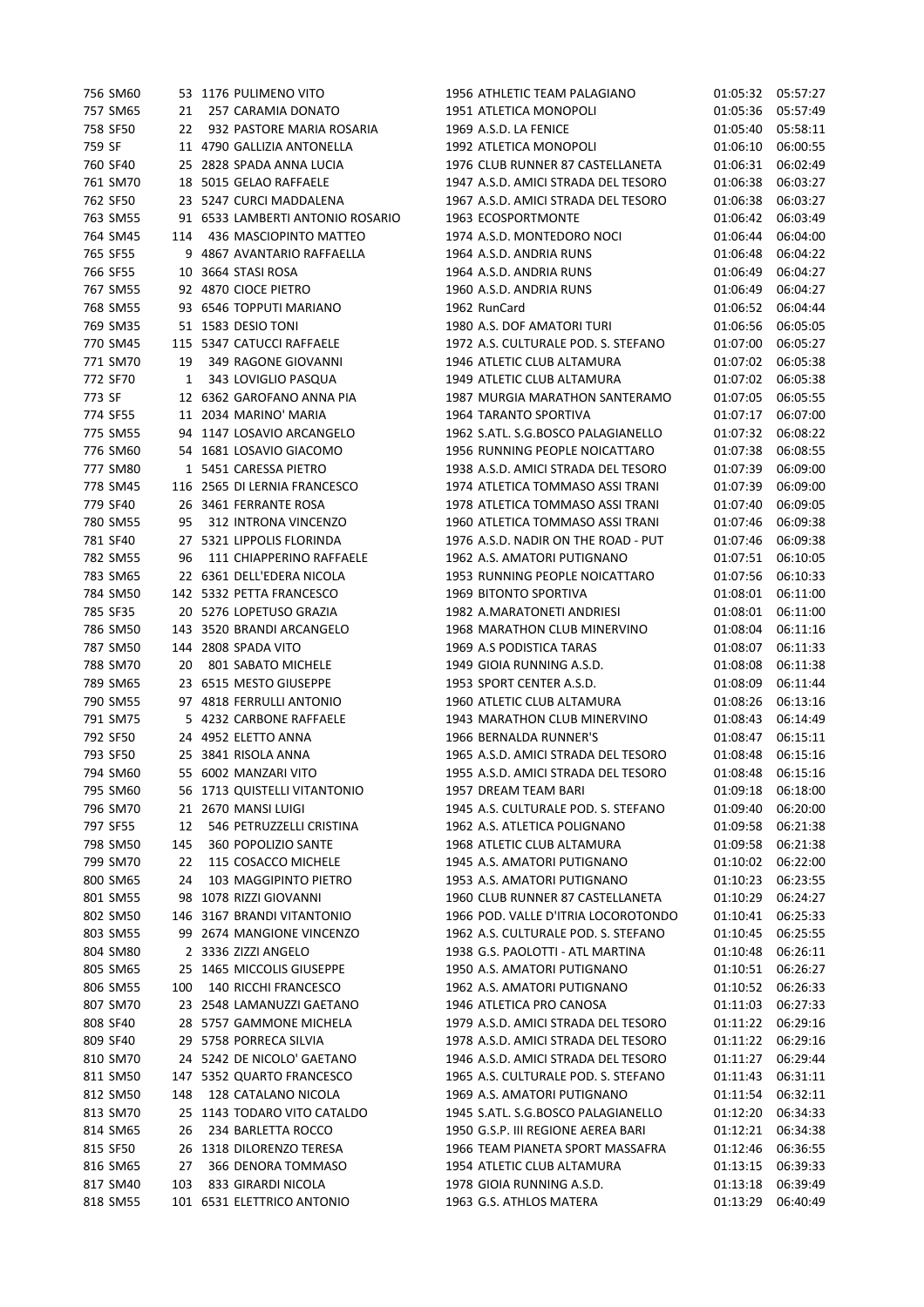| | | | | | | | | |
|---|---|---|---|---|---|---|---|---|
| 756 | SM60 | 53 | 1176 | PULIMENO VITO | 1956 | ATHLETIC TEAM PALAGIANO | 01:05:32 | 05:57:27 |
| 757 | SM65 | 21 | 257 | CARAMIA DONATO | 1951 | ATLETICA MONOPOLI | 01:05:36 | 05:57:49 |
| 758 | SF50 | 22 | 932 | PASTORE MARIA ROSARIA | 1969 | A.S.D. LA FENICE | 01:05:40 | 05:58:11 |
| 759 | SF | 11 | 4790 | GALLIZIA ANTONELLA | 1992 | ATLETICA MONOPOLI | 01:06:10 | 06:00:55 |
| 760 | SF40 | 25 | 2828 | SPADA ANNA LUCIA | 1976 | CLUB RUNNER 87 CASTELLANETA | 01:06:31 | 06:02:49 |
| 761 | SM70 | 18 | 5015 | GELAO RAFFAELE | 1947 | A.S.D. AMICI STRADA DEL TESORO | 01:06:38 | 06:03:27 |
| 762 | SF50 | 23 | 5247 | CURCI MADDALENA | 1967 | A.S.D. AMICI STRADA DEL TESORO | 01:06:38 | 06:03:27 |
| 763 | SM55 | 91 | 6533 | LAMBERTI ANTONIO ROSARIO | 1963 | ECOSPORTMONTE | 01:06:42 | 06:03:49 |
| 764 | SM45 | 114 | 436 | MASCIOPINTO MATTEO | 1974 | A.S.D. MONTEDORO NOCI | 01:06:44 | 06:04:00 |
| 765 | SF55 | 9 | 4867 | AVANTARIO RAFFAELLA | 1964 | A.S.D. ANDRIA RUNS | 01:06:48 | 06:04:22 |
| 766 | SF55 | 10 | 3664 | STASI ROSA | 1964 | A.S.D. ANDRIA RUNS | 01:06:49 | 06:04:27 |
| 767 | SM55 | 92 | 4870 | CIOCE PIETRO | 1960 | A.S.D. ANDRIA RUNS | 01:06:49 | 06:04:27 |
| 768 | SM55 | 93 | 6546 | TOPPUTI MARIANO | 1962 | RunCard | 01:06:52 | 06:04:44 |
| 769 | SM35 | 51 | 1583 | DESIO TONI | 1980 | A.S.D. DOF AMATORI TURI | 01:06:56 | 06:05:05 |
| 770 | SM45 | 115 | 5347 | CATUCCI RAFFAELE | 1972 | A.S. CULTURALE POD. S. STEFANO | 01:07:00 | 06:05:27 |
| 771 | SM70 | 19 | 349 | RAGONE GIOVANNI | 1946 | ATLETIC CLUB ALTAMURA | 01:07:02 | 06:05:38 |
| 772 | SF70 | 1 | 343 | LOVIGLIO PASQUA | 1949 | ATLETIC CLUB ALTAMURA | 01:07:02 | 06:05:38 |
| 773 | SF | 12 | 6362 | GAROFANO ANNA PIA | 1987 | MURGIA MARATHON SANTERAMO | 01:07:05 | 06:05:55 |
| 774 | SF55 | 11 | 2034 | MARINO' MARIA | 1964 | TARANTO SPORTIVA | 01:07:17 | 06:07:00 |
| 775 | SM55 | 94 | 1147 | LOSAVIO ARCANGELO | 1962 | S.ATL. S.G.BOSCO PALAGIANELLO | 01:07:32 | 06:08:22 |
| 776 | SM60 | 54 | 1681 | LOSAVIO GIACOMO | 1956 | RUNNING PEOPLE NOICATTARO | 01:07:38 | 06:08:55 |
| 777 | SM80 | 1 | 5451 | CARESSA PIETRO | 1938 | A.S.D. AMICI STRADA DEL TESORO | 01:07:39 | 06:09:00 |
| 778 | SM45 | 116 | 2565 | DI LERNIA FRANCESCO | 1974 | ATLETICA TOMMASO ASSI TRANI | 01:07:39 | 06:09:00 |
| 779 | SF40 | 26 | 3461 | FERRANTE ROSA | 1978 | ATLETICA TOMMASO ASSI TRANI | 01:07:40 | 06:09:05 |
| 780 | SM55 | 95 | 312 | INTRONA VINCENZO | 1960 | ATLETICA TOMMASO ASSI TRANI | 01:07:46 | 06:09:38 |
| 781 | SF40 | 27 | 5321 | LIPPOLIS FLORINDA | 1976 | A.S.D. NADIR ON THE ROAD - PUT | 01:07:46 | 06:09:38 |
| 782 | SM55 | 96 | 111 | CHIAPPERINO RAFFAELE | 1962 | A.S. AMATORI PUTIGNANO | 01:07:51 | 06:10:05 |
| 783 | SM65 | 22 | 6361 | DELL'EDERA NICOLA | 1953 | RUNNING PEOPLE NOICATTARO | 01:07:56 | 06:10:33 |
| 784 | SM50 | 142 | 5332 | PETTA FRANCESCO | 1969 | BITONTO SPORTIVA | 01:08:01 | 06:11:00 |
| 785 | SF35 | 20 | 5276 | LOPETUSO GRAZIA | 1982 | A.MARATONETI ANDRIESI | 01:08:01 | 06:11:00 |
| 786 | SM50 | 143 | 3520 | BRANDI ARCANGELO | 1968 | MARATHON CLUB MINERVINO | 01:08:04 | 06:11:16 |
| 787 | SM50 | 144 | 2808 | SPADA VITO | 1969 | A.S PODISTICA TARAS | 01:08:07 | 06:11:33 |
| 788 | SM70 | 20 | 801 | SABATO MICHELE | 1949 | GIOIA RUNNING A.S.D. | 01:08:08 | 06:11:38 |
| 789 | SM65 | 23 | 6515 | MESTO GIUSEPPE | 1953 | SPORT CENTER A.S.D. | 01:08:09 | 06:11:44 |
| 790 | SM55 | 97 | 4818 | FERRULLI ANTONIO | 1960 | ATLETIC CLUB ALTAMURA | 01:08:26 | 06:13:16 |
| 791 | SM75 | 5 | 4232 | CARBONE RAFFAELE | 1943 | MARATHON CLUB MINERVINO | 01:08:43 | 06:14:49 |
| 792 | SF50 | 24 | 4952 | ELETTO ANNA | 1966 | BERNALDA RUNNER'S | 01:08:47 | 06:15:11 |
| 793 | SF50 | 25 | 3841 | RISOLA ANNA | 1965 | A.S.D. AMICI STRADA DEL TESORO | 01:08:48 | 06:15:16 |
| 794 | SM60 | 55 | 6002 | MANZARI VITO | 1955 | A.S.D. AMICI STRADA DEL TESORO | 01:08:48 | 06:15:16 |
| 795 | SM60 | 56 | 1713 | QUISTELLI VITANTONIO | 1957 | DREAM TEAM BARI | 01:09:18 | 06:18:00 |
| 796 | SM70 | 21 | 2670 | MANSI LUIGI | 1945 | A.S. CULTURALE POD. S. STEFANO | 01:09:40 | 06:20:00 |
| 797 | SF55 | 12 | 546 | PETRUZZELLI CRISTINA | 1962 | A.S. ATLETICA POLIGNANO | 01:09:58 | 06:21:38 |
| 798 | SM50 | 145 | 360 | POPOLIZIO SANTE | 1968 | ATLETIC CLUB ALTAMURA | 01:09:58 | 06:21:38 |
| 799 | SM70 | 22 | 115 | COSACCO MICHELE | 1945 | A.S. AMATORI PUTIGNANO | 01:10:02 | 06:22:00 |
| 800 | SM65 | 24 | 103 | MAGGIPINTO PIETRO | 1953 | A.S. AMATORI PUTIGNANO | 01:10:23 | 06:23:55 |
| 801 | SM55 | 98 | 1078 | RIZZI GIOVANNI | 1960 | CLUB RUNNER 87 CASTELLANETA | 01:10:29 | 06:24:27 |
| 802 | SM50 | 146 | 3167 | BRANDI VITANTONIO | 1966 | POD. VALLE D'ITRIA LOCOROTONDO | 01:10:41 | 06:25:33 |
| 803 | SM55 | 99 | 2674 | MANGIONE VINCENZO | 1962 | A.S. CULTURALE POD. S. STEFANO | 01:10:45 | 06:25:55 |
| 804 | SM80 | 2 | 3336 | ZIZZI ANGELO | 1938 | G.S. PAOLOTTI - ATL MARTINA | 01:10:48 | 06:26:11 |
| 805 | SM65 | 25 | 1465 | MICCOLIS GIUSEPPE | 1950 | A.S. AMATORI PUTIGNANO | 01:10:51 | 06:26:27 |
| 806 | SM55 | 100 | 140 | RICCHI FRANCESCO | 1962 | A.S. AMATORI PUTIGNANO | 01:10:52 | 06:26:33 |
| 807 | SM70 | 23 | 2548 | LAMANUZZI GAETANO | 1946 | ATLETICA PRO CANOSA | 01:11:03 | 06:27:33 |
| 808 | SF40 | 28 | 5757 | GAMMONE MICHELA | 1979 | A.S.D. AMICI STRADA DEL TESORO | 01:11:22 | 06:29:16 |
| 809 | SF40 | 29 | 5758 | PORRECA SILVIA | 1978 | A.S.D. AMICI STRADA DEL TESORO | 01:11:22 | 06:29:16 |
| 810 | SM70 | 24 | 5242 | DE NICOLO' GAETANO | 1946 | A.S.D. AMICI STRADA DEL TESORO | 01:11:27 | 06:29:44 |
| 811 | SM50 | 147 | 5352 | QUARTO FRANCESCO | 1965 | A.S. CULTURALE POD. S. STEFANO | 01:11:43 | 06:31:11 |
| 812 | SM50 | 148 | 128 | CATALANO NICOLA | 1969 | A.S. AMATORI PUTIGNANO | 01:11:54 | 06:32:11 |
| 813 | SM70 | 25 | 1143 | TODARO VITO CATALDO | 1945 | S.ATL. S.G.BOSCO PALAGIANELLO | 01:12:20 | 06:34:33 |
| 814 | SM65 | 26 | 234 | BARLETTA ROCCO | 1950 | G.S.P. III REGIONE AEREA BARI | 01:12:21 | 06:34:38 |
| 815 | SF50 | 26 | 1318 | DILORENZO TERESA | 1966 | TEAM PIANETA SPORT MASSAFRA | 01:12:46 | 06:36:55 |
| 816 | SM65 | 27 | 366 | DENORA TOMMASO | 1954 | ATLETIC CLUB ALTAMURA | 01:13:15 | 06:39:33 |
| 817 | SM40 | 103 | 833 | GIRARDI NICOLA | 1978 | GIOIA RUNNING A.S.D. | 01:13:18 | 06:39:49 |
| 818 | SM55 | 101 | 6531 | ELETTRICO ANTONIO | 1963 | G.S. ATHLOS MATERA | 01:13:29 | 06:40:49 |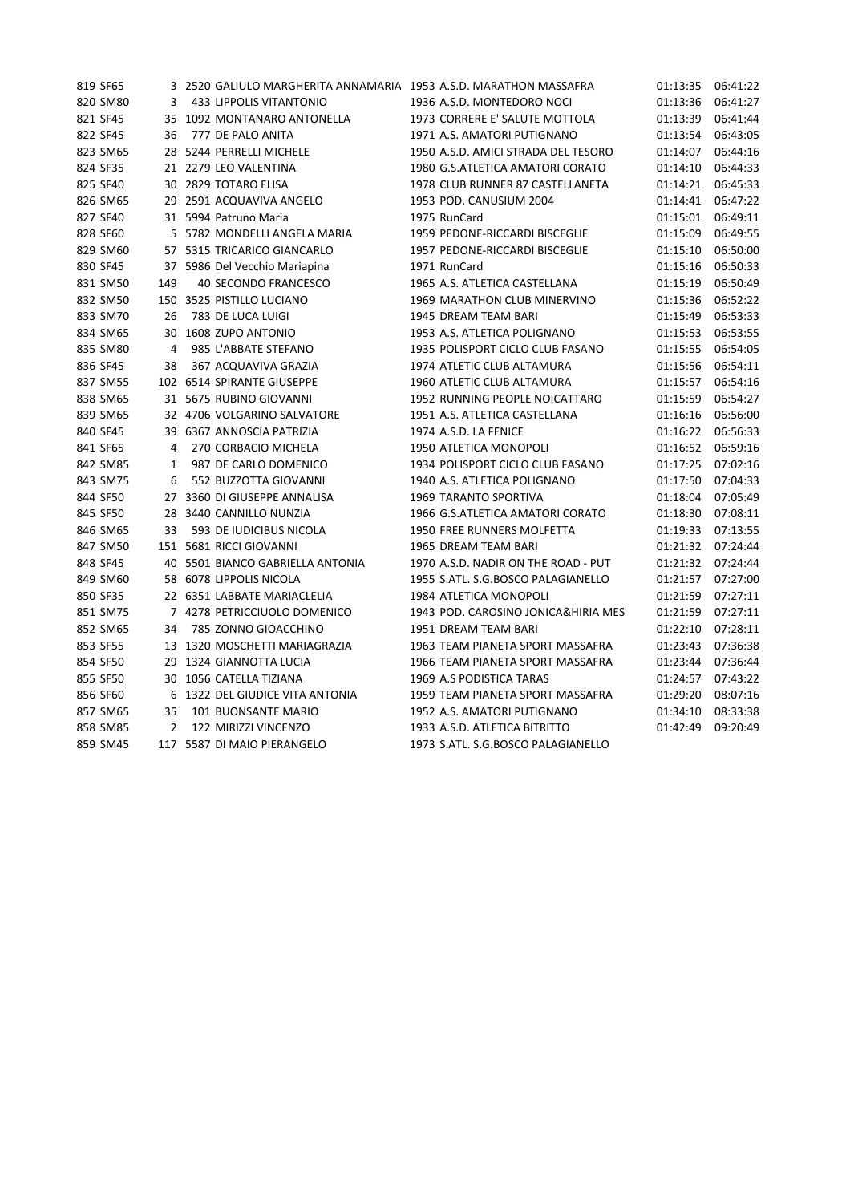| | | | | | | | | |
|---|---|---|---|---|---|---|---|---|
| 819 | SF65 | 3 | 2520 | GALIULO MARGHERITA ANNAMARIA | 1953 | A.S.D. MARATHON MASSAFRA | 01:13:35 | 06:41:22 |
| 820 | SM80 | 3 | 433 | LIPPOLIS VITANTONIO | 1936 | A.S.D. MONTEDORO NOCI | 01:13:36 | 06:41:27 |
| 821 | SF45 | 35 | 1092 | MONTANARO ANTONELLA | 1973 | CORRERE E' SALUTE MOTTOLA | 01:13:39 | 06:41:44 |
| 822 | SF45 | 36 | 777 | DE PALO ANITA | 1971 | A.S. AMATORI PUTIGNANO | 01:13:54 | 06:43:05 |
| 823 | SM65 | 28 | 5244 | PERRELLI MICHELE | 1950 | A.S.D. AMICI STRADA DEL TESORO | 01:14:07 | 06:44:16 |
| 824 | SF35 | 21 | 2279 | LEO VALENTINA | 1980 | G.S.ATLETICA AMATORI CORATO | 01:14:10 | 06:44:33 |
| 825 | SF40 | 30 | 2829 | TOTARO ELISA | 1978 | CLUB RUNNER 87 CASTELLANETA | 01:14:21 | 06:45:33 |
| 826 | SM65 | 29 | 2591 | ACQUAVIVA ANGELO | 1953 | POD. CANUSIUM 2004 | 01:14:41 | 06:47:22 |
| 827 | SF40 | 31 | 5994 | Patruno Maria | 1975 | RunCard | 01:15:01 | 06:49:11 |
| 828 | SF60 | 5 | 5782 | MONDELLI ANGELA MARIA | 1959 | PEDONE-RICCARDI BISCEGLIE | 01:15:09 | 06:49:55 |
| 829 | SM60 | 57 | 5315 | TRICARICO GIANCARLO | 1957 | PEDONE-RICCARDI BISCEGLIE | 01:15:10 | 06:50:00 |
| 830 | SF45 | 37 | 5986 | Del Vecchio Mariapina | 1971 | RunCard | 01:15:16 | 06:50:33 |
| 831 | SM50 | 149 | 40 | SECONDO FRANCESCO | 1965 | A.S. ATLETICA CASTELLANA | 01:15:19 | 06:50:49 |
| 832 | SM50 | 150 | 3525 | PISTILLO LUCIANO | 1969 | MARATHON CLUB MINERVINO | 01:15:36 | 06:52:22 |
| 833 | SM70 | 26 | 783 | DE LUCA LUIGI | 1945 | DREAM TEAM BARI | 01:15:49 | 06:53:33 |
| 834 | SM65 | 30 | 1608 | ZUPO ANTONIO | 1953 | A.S. ATLETICA POLIGNANO | 01:15:53 | 06:53:55 |
| 835 | SM80 | 4 | 985 | L'ABBATE STEFANO | 1935 | POLISPORT CICLO CLUB FASANO | 01:15:55 | 06:54:05 |
| 836 | SF45 | 38 | 367 | ACQUAVIVA GRAZIA | 1974 | ATLETIC CLUB ALTAMURA | 01:15:56 | 06:54:11 |
| 837 | SM55 | 102 | 6514 | SPIRANTE GIUSEPPE | 1960 | ATLETIC CLUB ALTAMURA | 01:15:57 | 06:54:16 |
| 838 | SM65 | 31 | 5675 | RUBINO GIOVANNI | 1952 | RUNNING PEOPLE NOICATTARO | 01:15:59 | 06:54:27 |
| 839 | SM65 | 32 | 4706 | VOLGARINO SALVATORE | 1951 | A.S. ATLETICA CASTELLANA | 01:16:16 | 06:56:00 |
| 840 | SF45 | 39 | 6367 | ANNOSCIA PATRIZIA | 1974 | A.S.D. LA FENICE | 01:16:22 | 06:56:33 |
| 841 | SF65 | 4 | 270 | CORBACIO MICHELA | 1950 | ATLETICA MONOPOLI | 01:16:52 | 06:59:16 |
| 842 | SM85 | 1 | 987 | DE CARLO DOMENICO | 1934 | POLISPORT CICLO CLUB FASANO | 01:17:25 | 07:02:16 |
| 843 | SM75 | 6 | 552 | BUZZOTTA GIOVANNI | 1940 | A.S. ATLETICA POLIGNANO | 01:17:50 | 07:04:33 |
| 844 | SF50 | 27 | 3360 | DI GIUSEPPE ANNALISA | 1969 | TARANTO SPORTIVA | 01:18:04 | 07:05:49 |
| 845 | SF50 | 28 | 3440 | CANNILLO NUNZIA | 1966 | G.S.ATLETICA AMATORI CORATO | 01:18:30 | 07:08:11 |
| 846 | SM65 | 33 | 593 | DE IUDICIBUS NICOLA | 1950 | FREE RUNNERS MOLFETTA | 01:19:33 | 07:13:55 |
| 847 | SM50 | 151 | 5681 | RICCI GIOVANNI | 1965 | DREAM TEAM BARI | 01:21:32 | 07:24:44 |
| 848 | SF45 | 40 | 5501 | BIANCO GABRIELLA ANTONIA | 1970 | A.S.D. NADIR ON THE ROAD - PUT | 01:21:32 | 07:24:44 |
| 849 | SM60 | 58 | 6078 | LIPPOLIS NICOLA | 1955 | S.ATL. S.G.BOSCO PALAGIANELLO | 01:21:57 | 07:27:00 |
| 850 | SF35 | 22 | 6351 | LABBATE MARIACLELIA | 1984 | ATLETICA MONOPOLI | 01:21:59 | 07:27:11 |
| 851 | SM75 | 7 | 4278 | PETRICCIUOLO DOMENICO | 1943 | POD. CAROSINO JONICA&HIRIA MES | 01:21:59 | 07:27:11 |
| 852 | SM65 | 34 | 785 | ZONNO GIOACCHINO | 1951 | DREAM TEAM BARI | 01:22:10 | 07:28:11 |
| 853 | SF55 | 13 | 1320 | MOSCHETTI MARIAGRAZIA | 1963 | TEAM PIANETA SPORT MASSAFRA | 01:23:43 | 07:36:38 |
| 854 | SF50 | 29 | 1324 | GIANNOTTA LUCIA | 1966 | TEAM PIANETA SPORT MASSAFRA | 01:23:44 | 07:36:44 |
| 855 | SF50 | 30 | 1056 | CATELLA TIZIANA | 1969 | A.S PODISTICA TARAS | 01:24:57 | 07:43:22 |
| 856 | SF60 | 6 | 1322 | DEL GIUDICE VITA ANTONIA | 1959 | TEAM PIANETA SPORT MASSAFRA | 01:29:20 | 08:07:16 |
| 857 | SM65 | 35 | 101 | BUONSANTE MARIO | 1952 | A.S. AMATORI PUTIGNANO | 01:34:10 | 08:33:38 |
| 858 | SM85 | 2 | 122 | MIRIZZI VINCENZO | 1933 | A.S.D. ATLETICA BITRITTO | 01:42:49 | 09:20:49 |
| 859 | SM45 | 117 | 5587 | DI MAIO PIERANGELO | 1973 | S.ATL. S.G.BOSCO PALAGIANELLO | | |